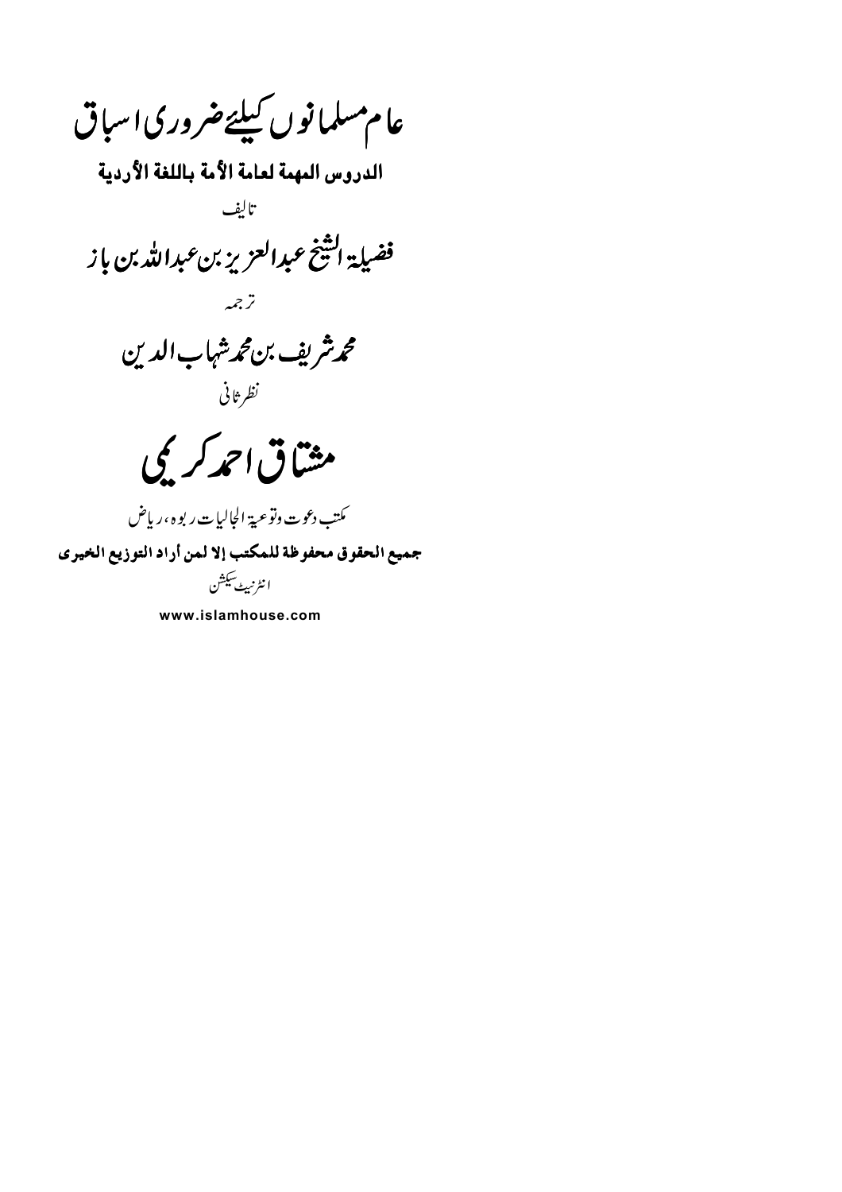# عام مسلمانوں کیلئے ضروری اسباق

**الدروس المهمة لعامة الأمة باللغة الأردية**

تالیف

## فضیلۃ الشیخ عبدالعزیز بن عبداللہ بن باز

ترجمہ

## محمد شریف بن محمد شہاب الدین

نظر ثانی

## مشتاق احمد کریمی

مکتب دعوت وتوعیۃ الجالیات ربوہ، ریاض

**جميع الحقوق محفوظة للمكتب إلا لمن أراد التوزيع الخيري**

انٹرنیٹ سیکشن

**www.islamhouse.com**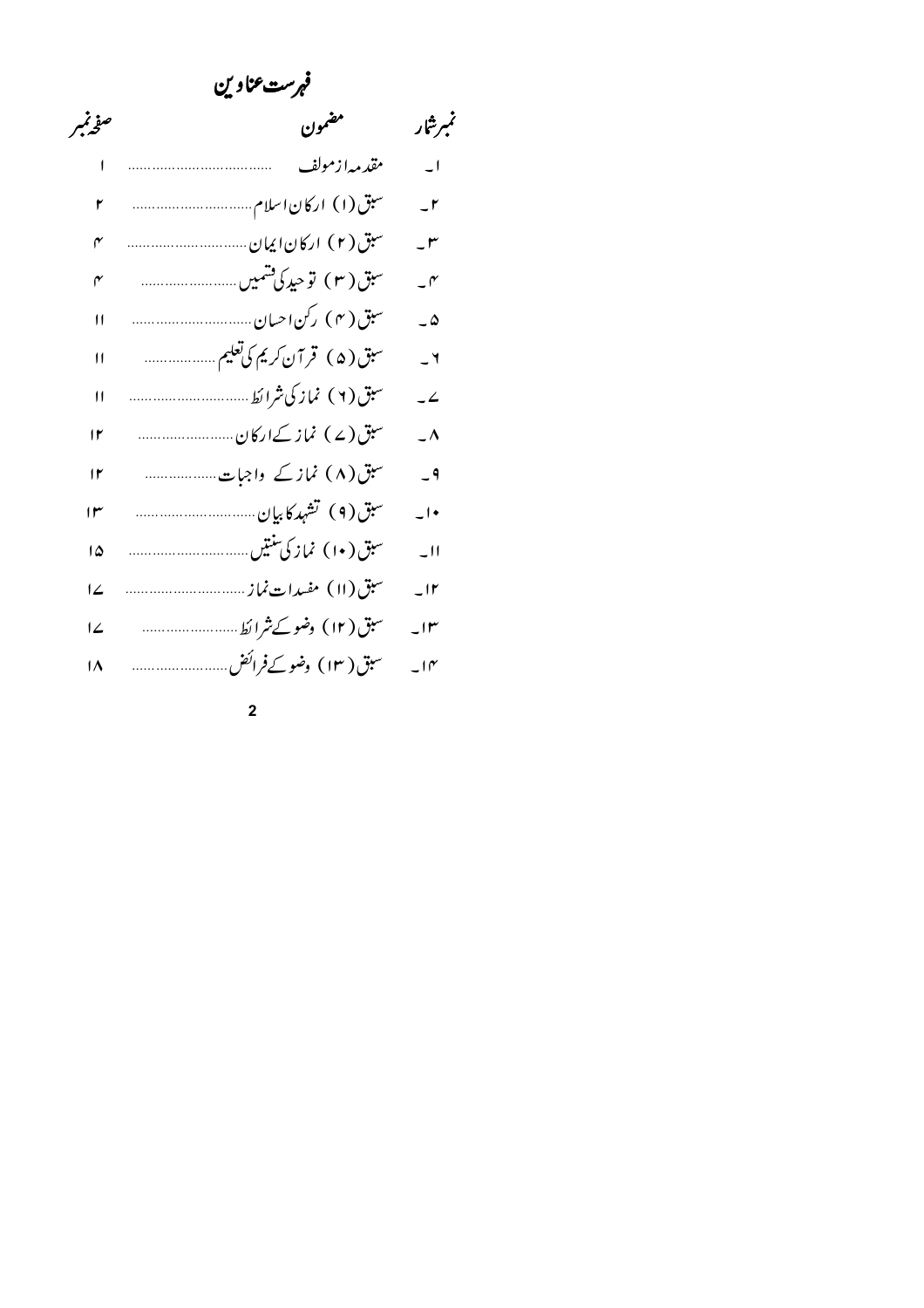# فہرست عناوین

| نمبر شمار | مضمون | صفحہ نمبر |
|---|---|---|
| ۱۔ | مقدمہ از مولف | ۱ |
| ۲۔ | سبق (۱) ارکان اسلام | ۲ |
| ۳۔ | سبق (۲) ارکان ایمان | ۴ |
| ۴۔ | سبق (۳) توحید کی قسمیں | ۴ |
| ۵۔ | سبق (۴) رکن احسان | ۱۱ |
| ۶۔ | سبق (۵) قرآن کریم کی تعلیم | ۱۱ |
| ۷۔ | سبق (۶) نماز کی شرائط | ۱۱ |
| ۸۔ | سبق (۷) نماز کے ارکان | ۱۲ |
| ۹۔ | سبق (۸) نماز کے واجبات | ۱۲ |
| ۱۰۔ | سبق (۹) تشہد کا بیان | ۱۳ |
| ۱۱۔ | سبق (۱۰) نماز کی سنتیں | ۱۵ |
| ۱۲۔ | سبق (۱۱) مفسدات نماز | ۱۷ |
| ۱۳۔ | سبق (۱۲) وضو کے شرائط | ۱۷ |
| ۱۴۔ | سبق (۱۳) وضو کے فرائض | ۱۸ |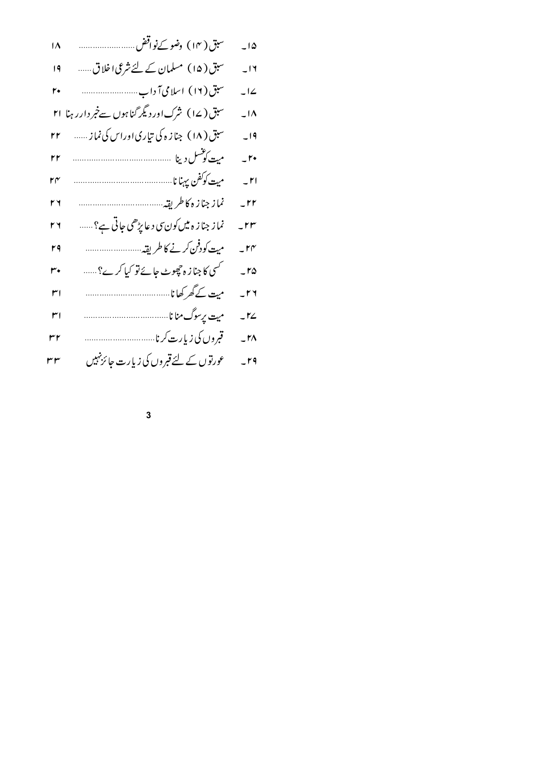| | | |
|---|---|---|
| ۱۵۔ | سبق (۱۴) وضو کے نواقض ...................... | ۱۸ |
| ۱۶۔ | سبق (۱۵) مسلمان کے لئے شرعی اخلاق ...... | ۱۹ |
| ۱۷۔ | سبق (۱۶) اسلامی آداب ...................... | ۲۰ |
| ۱۸۔ | سبق (۱۷) شرک اور دیگر گناہوں سے خبردار رہنا | ۲۱ |
| ۱۹۔ | سبق (۱۸) جنازہ کی تیاری اور اس کی نماز ...... | ۲۲ |
| ۲۰۔ | میت کو غسل دینا ...................................... | ۲۲ |
| ۲۱۔ | میت کو کفن پہنانا ...................................... | ۲۴ |
| ۲۲۔ | نماز جنازہ کا طریقہ ...................................... | ۲۶ |
| ۲۳۔ | نماز جنازہ میں کون سی دعا پڑھی جاتی ہے؟...... | ۲۶ |
| ۲۴۔ | میت کو دفن کرنے کا طریقہ ...................... | ۲۹ |
| ۲۵۔ | کسی کا جنازہ چھوٹ جائے تو کیا کرے؟ ...... | ۳۰ |
| ۲۶۔ | میت کے گھر کھانا ...................................... | ۳۱ |
| ۲۷۔ | میت پر سوگ منانا ...................................... | ۳۱ |
| ۲۸۔ | قبروں کی زیارت کرنا ...................................... | ۳۲ |
| ۲۹۔ | عورتوں کے لئے قبروں کی زیارت جائز نہیں | ۳۳ |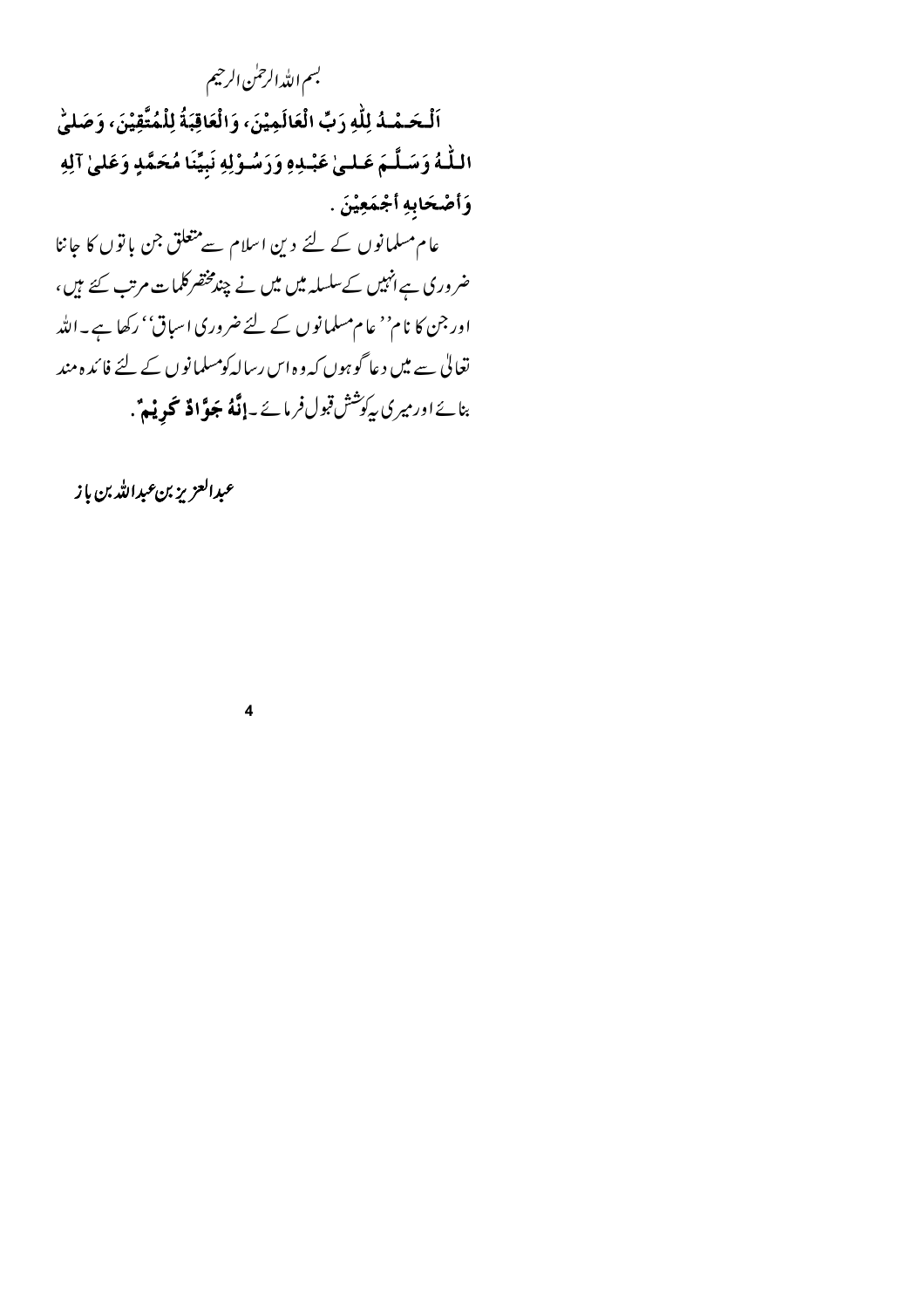بسم اللہ الرحمٰن الرحیم

**اَلْحَمْدُ لِلّٰهِ رَبِّ الْعَالَمِيْنَ، وَالْعَاقِبَةُ لِلْمُتَّقِيْنَ، وَصَلىّٰ اللّٰهُ وَسَلَّمَ عَلىٰ عَبْدِهِ وَرَسُوْلِهِ نَبِيِّنَا مُحَمَّدٍ وَعَلىٰ آلِهِ وَأَصْحَابِهِ أَجْمَعِيْنَ .**

عام مسلمانوں کے لئے دین اسلام سے متعلق جن باتوں کا جاننا ضروری ہے انہیں کے سلسلہ میں میں نے چند مختصر کلمات مرتب کئے ہیں، اور جن کا نام ''عام مسلمانوں کے لئے ضروری اسباق'' رکھا ہے۔ اللہ تعالیٰ سے میں دعا گو ہوں کہ وہ اس رسالہ کو مسلمانوں کے لئے فائدہ مند بنائے اور میری یہ کوشش قبول فرمائے۔ **إِنَّهُ جَوَّادٌ كَرِيْمٌ** .

عبدالعزیز بن عبداللہ بن باز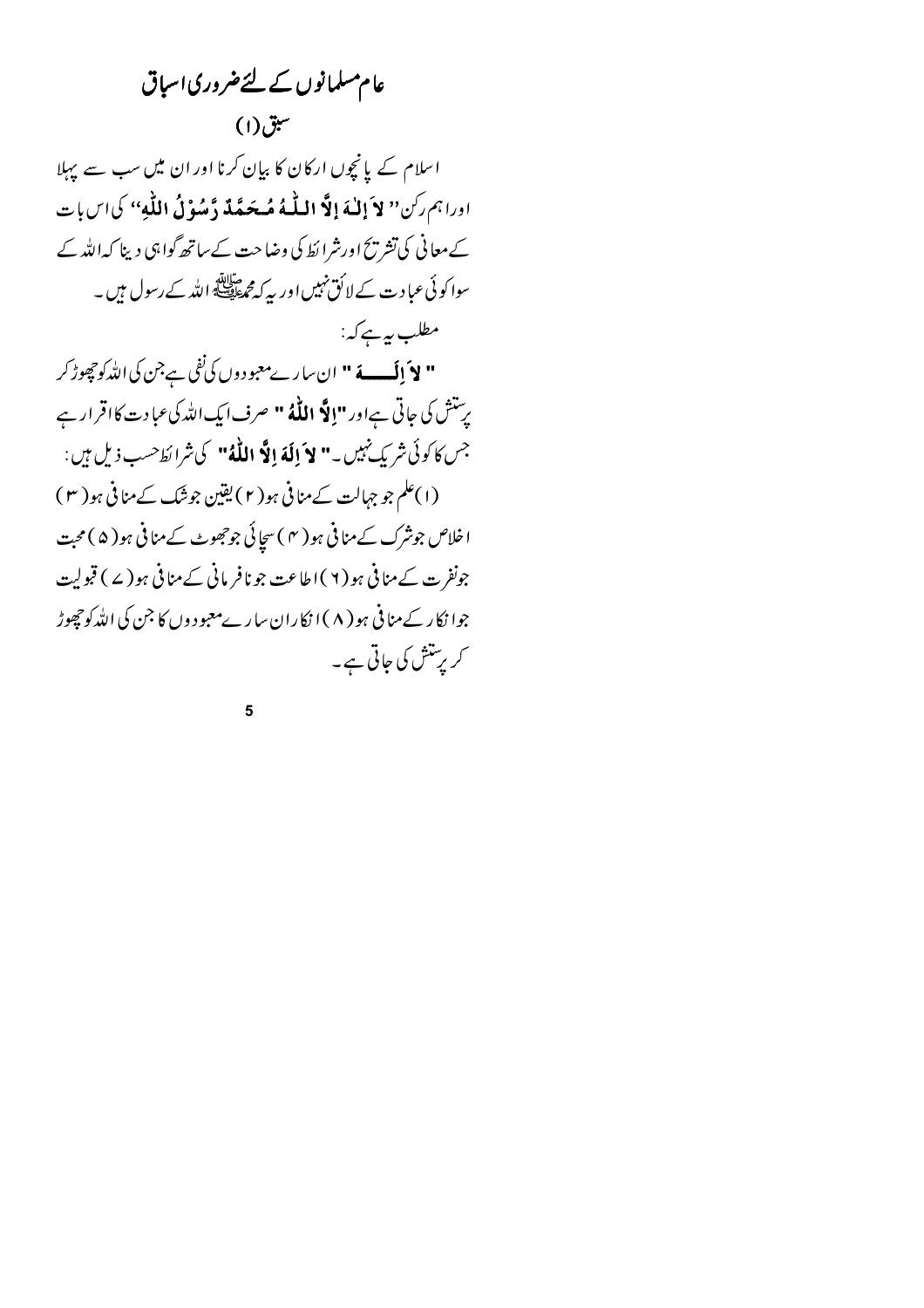# عام مسلمانوں کے لئے ضروری اسباق

## سبق (۱)

اسلام کے پانچوں ارکان کا بیان کرنا اور ان میں سب سے پہلا اوراہم رکن'' **لاَ إِلٰـهَ إِلاَّ اللّٰـهُ مُـحَمَّدٌ رَّسُوْلُ اللّٰهِ**'' کی اس بات کے معانی کی تشریح اور شرائط کی وضاحت کے ساتھ گواہی دینا کہ اللہ کے سوا کوئی عبادت کے لائق نہیں اور یہ کہ محمد ﷺ اللہ کے رسول ہیں۔

مطلب یہ ہے کہ:

" **لاَ إِلَـــهَ** " ان سارے معبودوں کی نفی ہے جن کی اللہ کو چھوڑ کر پرستش کی جاتی ہے اور "**إِلاَّ اللّٰهُ** " صرف ایک اللہ کی عبادت کا اقرار ہے جس کا کوئی شریک نہیں۔" **لاَ اِلَهَ اِلاَّ اللّٰهُ**" کی شرائط حسب ذیل ہیں:

(۱) علم جو جہالت کے منافی ہو (۲) یقین جو شک کے منافی ہو (۳) اخلاص جو شرک کے منافی ہو (۴) سچائی جو جھوٹ کے منافی ہو (۵) محبت جو نفرت کے منافی ہو (۶) اطاعت جو نافرمانی کے منافی ہو (۷) قبولیت جو انکار کے منافی ہو (۸) انکار ان سارے معبودوں کا جن کی اللہ کو چھوڑ کر پرستش کی جاتی ہے۔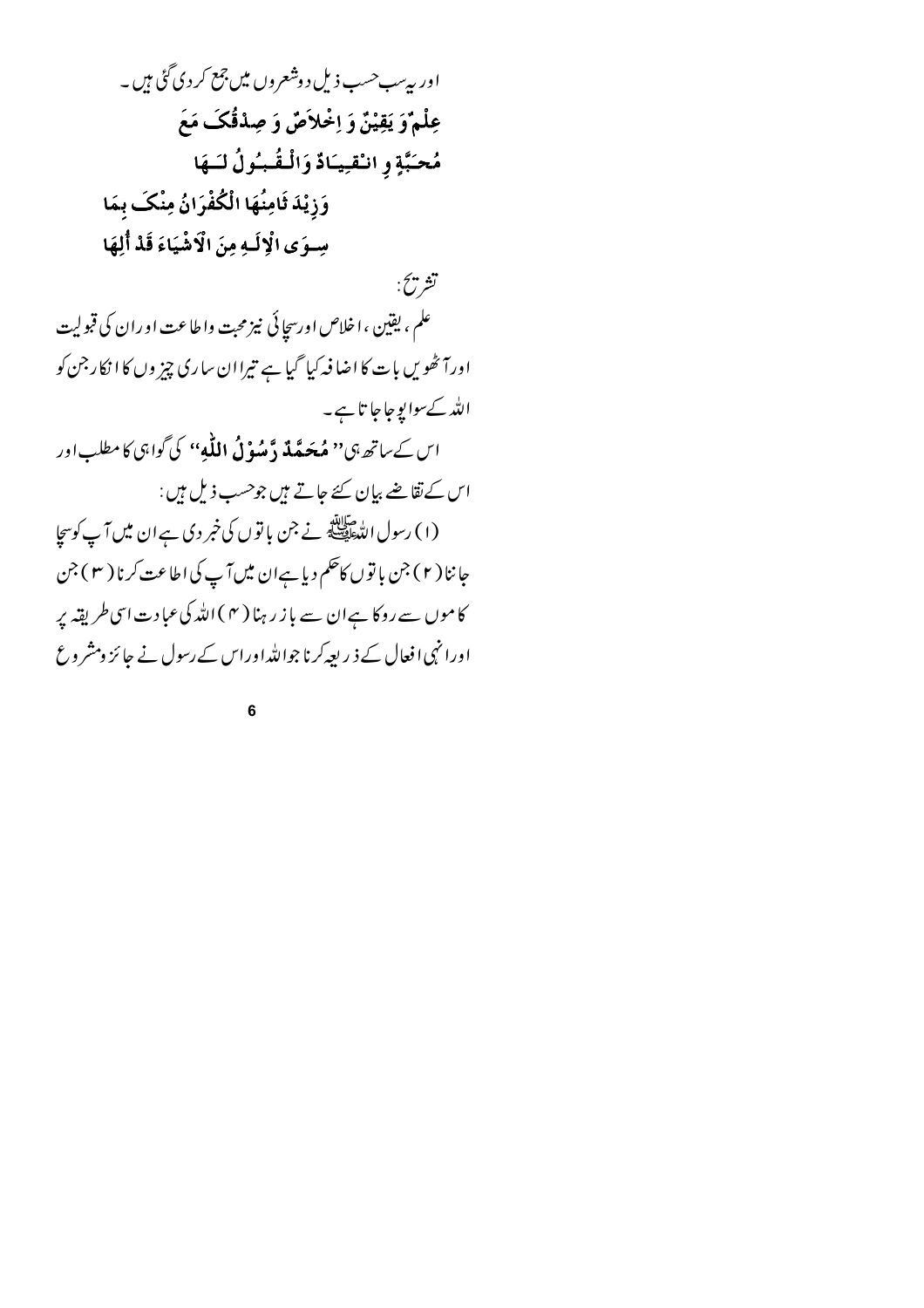اور یہ سب حسب ذیل دوشعروں میں جمع کر دی گئی ہیں۔

**عِلْمٌ وَ يَقِيْنٌ وَ اِخْلَاصٌ وَ صِدْقُكَ مَعَ**
**مُحَبَّةٍ وِ انْقِيَادٌ وَالْقُبُولُ لَهَا**
**وَزِيْدَ ثَامِنُهَا الْكُفْرَانُ مِنْكَ بِمَا**
**سِوَى الْإِلٰـهِ مِنَ الْاَشْيَاءَ قَدْ أُلِهَا**

تشریح:

علم، یقین، اخلاص اور سچائی نیز محبت واطاعت اور ان کی قبولیت اور آٹھویں بات کا اضافہ کیا گیا ہے تیرا ان ساری چیزوں کا انکار جن کو اللہ کے سوا پوجا جاتا ہے۔

اس کے ساتھ ہی "**مُحَمَّدٌ رَّسُوْلُ اللّٰهِ**" کی گواہی کا مطلب اور اس کے تقاضے بیان کئے جاتے ہیں جو حسب ذیل ہیں:

(۱) رسول اللہ ﷺ نے جن باتوں کی خبر دی ہے ان میں آپ کو سچا جاننا (۲) جن باتوں کا حکم دیا ہے ان میں آپ کی اطاعت کرنا (۳) جن کاموں سے روکا ہے ان سے باز رہنا (۴) اللہ کی عبادت اسی طریقہ پر اور انہی افعال کے ذریعہ کرنا جو اللہ اور اس کے رسول نے جائز ومشروع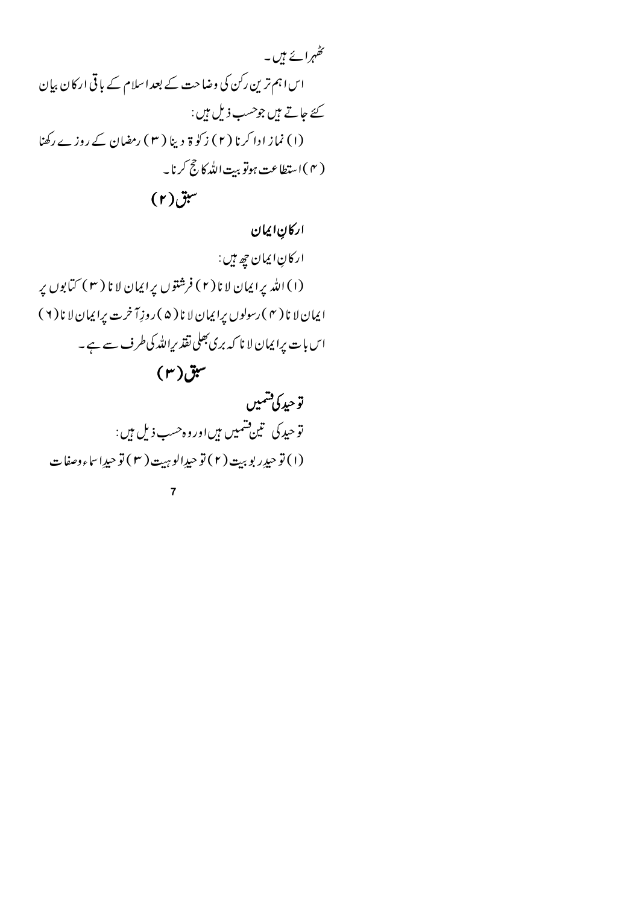ٹھہرائے ہیں۔

اس اہم ترین رکن کی وضاحت کے بعد اسلام کے باقی ارکان بیان کئے جاتے ہیں جوحسب ذیل ہیں:

(۱) نماز ادا کرنا (۲) زکوۃ دینا (۳) رمضان کے روزے رکھنا (۴) استطاعت ہوتو بیت اللہ کا حج کرنا۔

## سبق (۲)

### ارکانِ ایمان

ارکانِ ایمان چھ ہیں:

(۱) اللہ پر ایمان لانا (۲) فرشتوں پر ایمان لانا (۳) کتابوں پر ایمان لانا (۴) رسولوں پر ایمان لانا (۵) روزِ آخرت پر ایمان لانا (۶) اس بات پر ایمان لانا کہ بری بھلی تقدیر اللہ کی طرف سے ہے۔

## سبق (۳)

### توحید کی قسمیں

توحید کی تین قسمیں ہیں اور وہ حسب ذیل ہیں:

(۱) توحید ربوبیت (۲) توحیدِ الوہیت (۳) توحید اسماء وصفات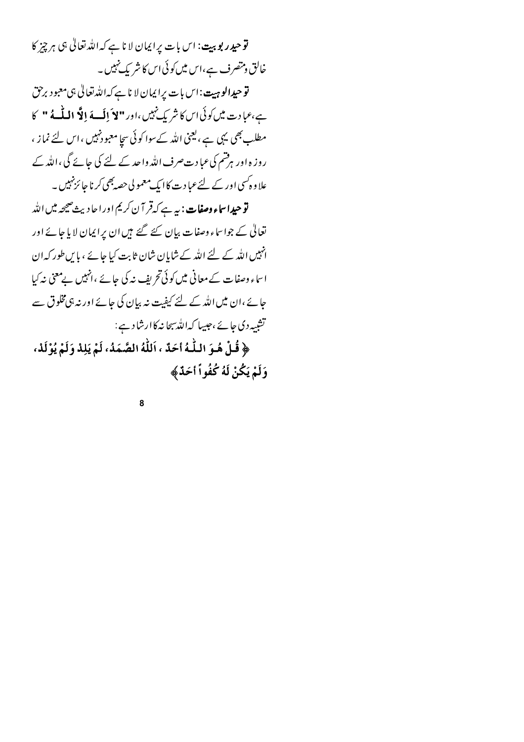**توحید ربوبیت:** اس بات پر ایمان لانا ہے کہ اللہ تعالیٰ ہی ہر چیز کا خالق ومتصرف ہے، اس میں کوئی اس کا شریک نہیں۔

**توحید الوہیت:** اس بات پر ایمان لانا ہے کہ اللہ تعالیٰ ہی معبود برحق ہے، عبادت میں کوئی اس کا شریک نہیں، اور **"لاَ اِلٰــهَ اِلاَّ اللّٰـهُ"** کا مطلب بھی یہی ہے، یعنی اللہ کے سوا کوئی سچا معبود نہیں، اس لئے نماز، روزہ اور ہر قسم کی عبادت صرف اللہ واحد کے لئے کی جائے گی، اللہ کے علاوہ کسی اور کے لئے عبادت کا ایک معمولی حصہ بھی کرنا جائز نہیں۔

**توحید اسماء وصفات:** یہ ہے کہ قرآن کریم اور احادیث صحیحہ میں اللہ تعالیٰ کے جو اسماء وصفات بیان کئے گئے ہیں ان پر ایمان لایا جائے اور انہیں اللہ کے لئے اللہ کے شایان شان ثابت کیا جائے، بایں طور کہ ان اسماء وصفات کے معانی میں کوئی تحریف نہ کی جائے، انہیں بے معنی نہ کیا جائے، ان میں اللہ کے لئے کیفیت نہ بیان کی جائے اور نہ ہی مخلوق سے تشبیہ دی جائے، جیسا کہ اللہ سبحانہ کا ارشاد ہے:

**﴿ قُلْ هُوَ اللّٰهُ أَحَدٌ ، اَللّٰهُ الصَّمَدُ، لَمْ يَلِدْ وَلَمْ يُوْلَدْ، وَلَمْ يَكُنْ لَهُ كُفُواً أَحَدٌ ﴾**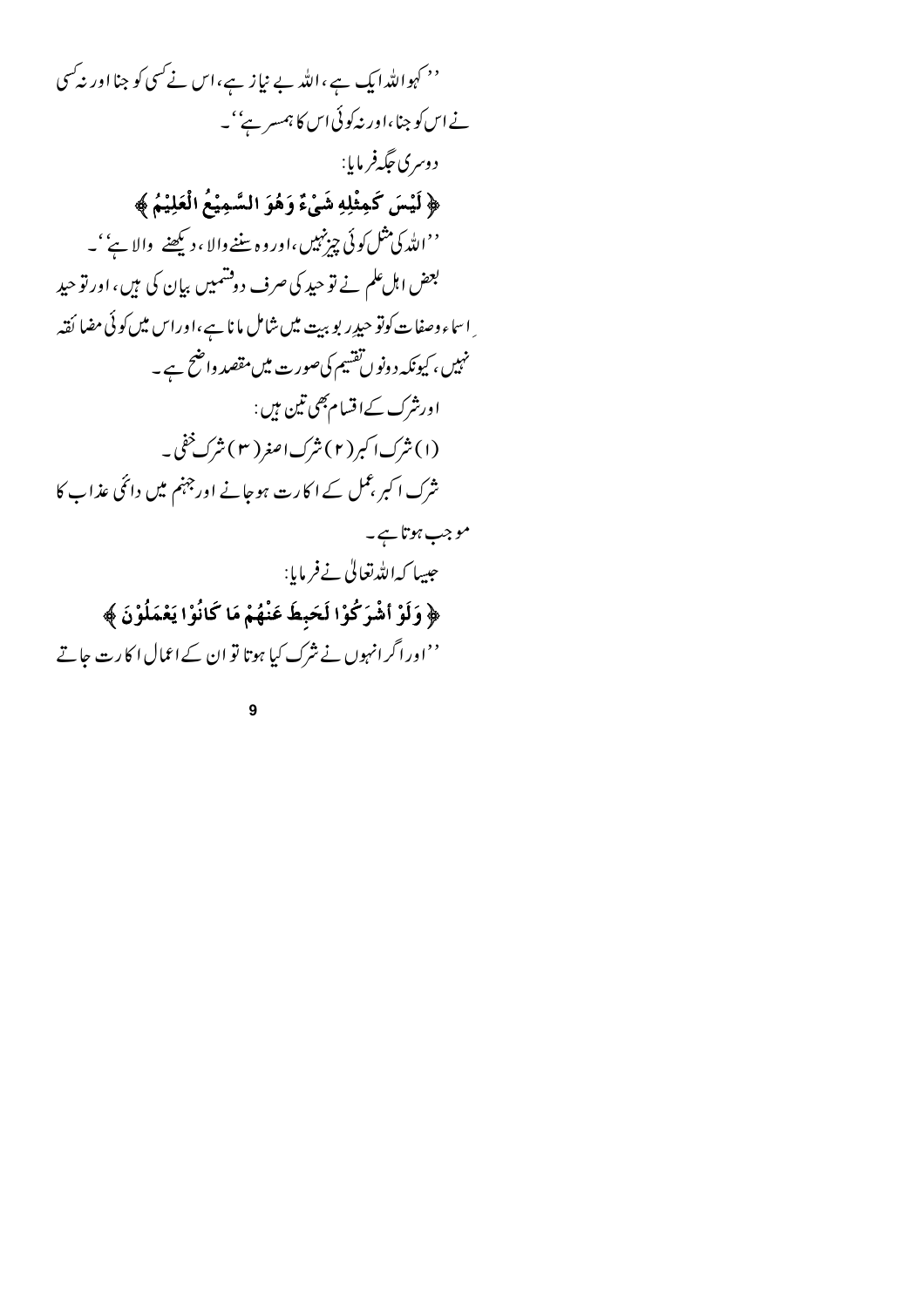''کہو اللہ ایک ہے، اللہ بے نیاز ہے، اس نے کسی کو جنا اور نہ کسی نے اس کو جنا، اور نہ کوئی اس کا ہمسر ہے''۔

دوسری جگہ فرمایا:

﴿ لَيْسَ كَمِثْلِهِ شَيْءٌ وَهُوَ السَّمِيْعُ الْعَلِيْمُ ﴾

''اللہ کی مثل کوئی چیز نہیں، اور وہ سننے والا، دیکھنے والا ہے''۔

بعض اہل علم نے توحید کی صرف دو قسمیں بیان کی ہیں، اور توحید اسماء وصفات کو توحید ربوبیت میں شامل مانا ہے، اور اس میں کوئی مضائقہ نہیں، کیونکہ دونوں تقسیم کی صورت میں مقصد واضح ہے۔

اور شرک کے اقسام بھی تین ہیں:

(۱) شرک اکبر (۲) شرک اصغر (۳) شرک خفی۔

شرک اکبر، عمل کے اکارت ہو جانے اور جہنم میں دائمی عذاب کا موجب ہوتا ہے۔

جیسا کہ اللہ تعالیٰ نے فرمایا:

﴿ وَلَوْ أَشْرَكُوْا لَحَبِطَ عَنْهُمْ مَا كَانُوْا يَعْمَلُوْنَ ﴾

''اور اگر انہوں نے شرک کیا ہوتا تو ان کے اعمال اکارت جاتے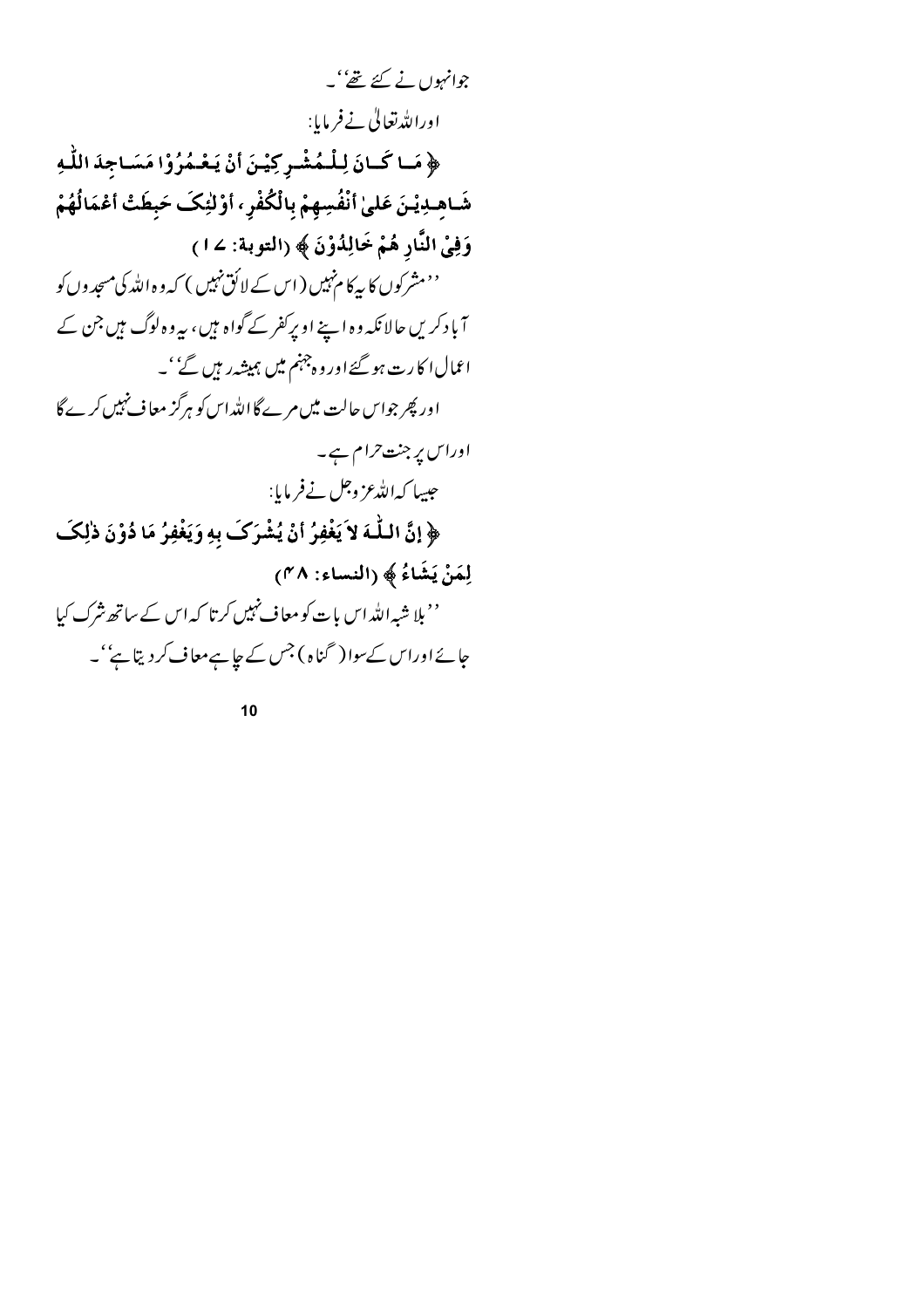جوانہوں نے کئے تھے''۔

اوراللہ تعالیٰ نے فرمایا:

﴿ مَا كَانَ لِلْمُشْرِكِيْنَ أَنْ يَعْمُرُوْا مَسَاجِدَ اللّٰهِ شَاهِدِيْنَ عَلىٰ أَنْفُسِهِمْ بِالْكُفْرِ، أوْلٰئِكَ حَبِطَتْ أعْمَالُهُمْ وَفِيْ النَّارِ هُمْ خَالِدُوْنَ ﴾ (التوبة: ١٧)

''مشرکوں کا یہ کام نہیں (اس کے لائق نہیں) کہ وہ اللہ کی مسجدوں کو آباد کریں حالانکہ وہ اپنے اوپر کفر کے گواہ ہیں، یہ وہ لوگ ہیں جن کے اعمال اکارت ہو گئے اور وہ جہنم میں ہمیشہ رہیں گے''۔

اور پھر جواس حالت میں مرے گا اللہ اس کو ہرگز معاف نہیں کرے گا اور اس پر جنت حرام ہے۔

جیسا کہ اللہ عزوجل نے فرمایا:

﴿ إنَّ اللّٰهَ لاَ يَغْفِرُ أنْ يُشْرَكَ بِهِ وَيَغْفِرُ مَا دُوْنَ ذٰلِكَ لِمَنْ يَشَاءُ ﴾ (النساء: ٤٨)

''بلا شبہ اللہ اس بات کو معاف نہیں کرتا کہ اس کے ساتھ شرک کیا جائے اور اس کے سوا (گناہ) جس کے چاہے معاف کر دیتا ہے''۔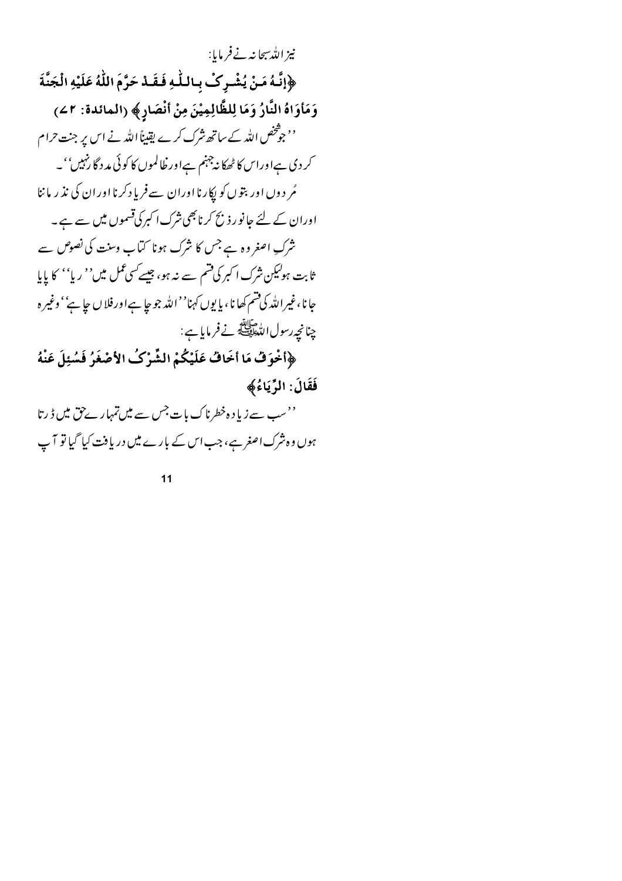نیز اللہ سبحانہ نے فرمایا:

**﴿إِنَّهُ مَنْ يُشْرِكْ بِاللّٰهِ فَقَدْ حَرَّمَ اللّٰهُ عَلَيْهِ الْجَنَّةَ وَمَأْوَاهُ النَّارُ وَمَا لِلظَّالِمِيْنَ مِنْ أَنْصَارٍ﴾ (المائدة: ٧٢)**

''جو شخص اللہ کے ساتھ شرک کرے یقیناً اللہ نے اس پر جنت حرام کر دی ہے اور اس کا ٹھکانہ جہنم ہے اور ظالموں کا کوئی مددگار نہیں''۔

مُردوں اور بتوں کو پکارنا اور ان سے فریاد کرنا اور ان کی نذر ماننا اور ان کے لئے جانور ذبح کرنا بھی شرک اکبر کی قسموں میں سے ہے۔

شرکِ اصغر وہ ہے جس کا شرک ہونا کتاب وسنت کی نصوص سے ثابت ہو لیکن شرک اکبر کی قسم سے نہ ہو، جیسے کسی عمل میں ''ریا'' کا پایا جانا، غیر اللہ کی قسم کھانا، یا یوں کہنا ''اللہ جو چاہے اور فلاں چاہے'' وغیرہ چنانچہ رسول اللہ ﷺ نے فرمایا ہے:

**﴿أَخْوَفُ مَا أَخَافُ عَلَيْكُمْ الشِّرْكُ الأَصْغَرُ فَسُئِلَ عَنْهُ فَقَالَ: الرِّيَاءُ﴾**

''سب سے زیادہ خطرناک بات جس سے میں تمہارے حق میں ڈرتا ہوں وہ شرک اصغر ہے، جب اس کے بارے میں دریافت کیا گیا تو آپ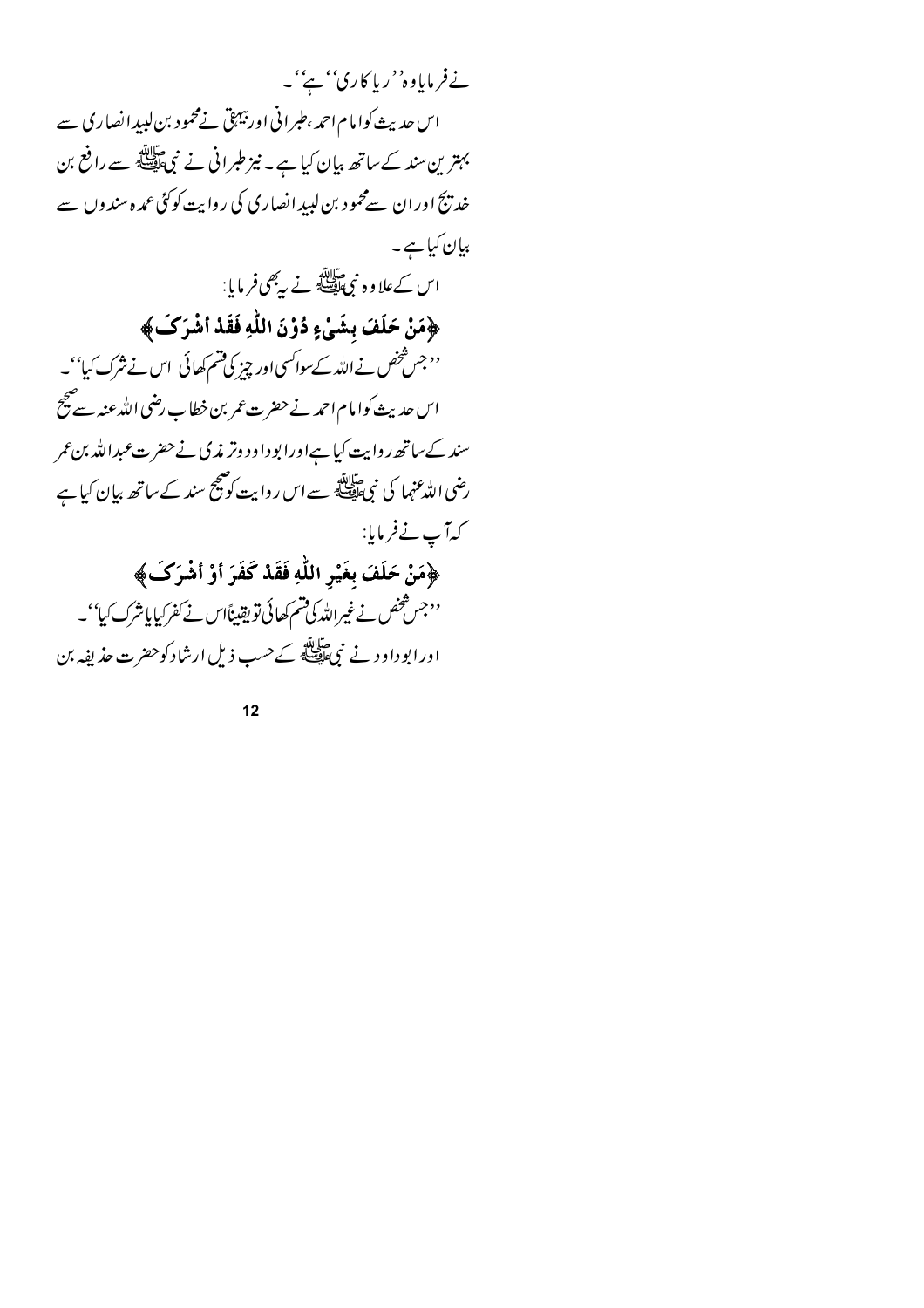نے فرمایا وہ ''ریاکاری'' ہے''۔

اس حدیث کو امام احمد، طبرانی اور بیہقی نے محمود بن لبید انصاری سے بہترین سند کے ساتھ بیان کیا ہے۔ نیز طبرانی نے نبی ﷺ سے رافع بن خدیج اور ان سے محمود بن لبید انصاری کی روایت کو کئی عمدہ سندوں سے بیان کیا ہے۔

اس کے علاوہ نبی ﷺ نے یہ بھی فرمایا:

**﴿مَنْ حَلَفَ بِشَيْءٍ دُوْنَ اللّٰهِ فَقَدْ اَشْرَكَ﴾**

''جس شخص نے اللہ کے سوا کسی اور چیز کی قسم کھائی اس نے شرک کیا''۔

اس حدیث کو امام احمد نے حضرت عمر بن خطاب رضی اللہ عنہ سے صحیح سند کے ساتھ روایت کیا ہے اور ابوداود و ترمذی نے حضرت عبداللہ بن عمر رضی اللہ عنہما کی نبی ﷺ سے اس روایت کو صحیح سند کے ساتھ بیان کیا ہے کہ آپ نے فرمایا:

**﴿مَنْ حَلَفَ بِغَيْرِ اللّٰهِ فَقَدْ كَفَرَ أَوْ أَشْرَكَ﴾**

''جس شخص نے غیر اللہ کی قسم کھائی تو یقیناً اس نے کفر کیا یا شرک کیا''۔

اور ابوداود نے نبی ﷺ کے حسب ذیل ارشاد کو حضرت حذیفہ بن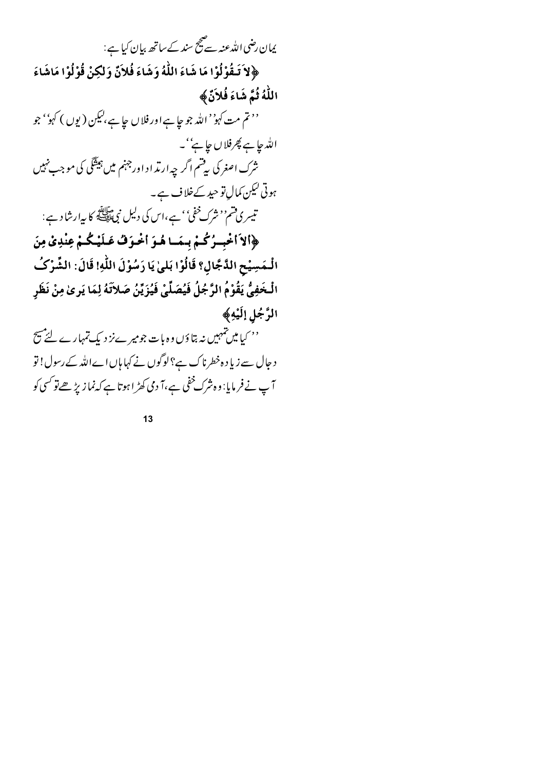یمان رضی اللہ عنہ سے صحیح سند کے ساتھ بیان کیا ہے:

**﴿لاَ تَقُوْلُوْا مَا شَاءَ اللّٰهُ وَشَاءَ فُلاَنٌ وَلٰكِنْ قُوْلُوْا مَاشَاءَ اللّٰهُ ثُمَّ شَاءَ فُلاَنٌ﴾**

''تم مت کہو'' اللہ جو چاہے اور فلاں چاہے، لیکن (یوں) کہو'' جو اللہ چاہے پھر فلاں چاہے''۔

شرک اصغر کی یہ قسم اگر چہ ارتداد اور جہنم میں ہمیشگی کی موجب نہیں ہوتی لیکن کمالِ توحید کے خلاف ہے۔

تیسری قسم ''شرک خفی'' ہے، اس کی دلیل نبی ﷺ کا یہ ارشاد ہے:

**﴿الاَ اُخْبِرُكُمْ بِمَا هُوَ اَخْوَفُ عَلَيْكُمْ عِنْدِىْ مِنَ الْمَسِيْحِ الدَّجَّالِ؟ قَالُوْا بَلٰى يَا رَسُوْلَ اللّٰهِ! قَالَ: الشِّرْكُ الْخَفِىُّ يَقُوْمُ الرَّجُلُ فَيُصَلِّىْ فَيُزَيِّنُ صَلاَتَهُ لِمَا يَرىٰ مِنْ نَظَرِ الرَّجُلِ إِلَيْهِ﴾**

''کیا میں تمہیں نہ بتاؤں وہ بات جو میرے نزدیک تمہارے لئے مسیح دجال سے زیادہ خطرناک ہے؟ لوگوں نے کہا ہاں اے اللہ کے رسول! تو آپ نے فرمایا: وہ شرک خفی ہے، آدمی کھڑا ہوتا ہے کہ نماز پڑھے تو کسی کو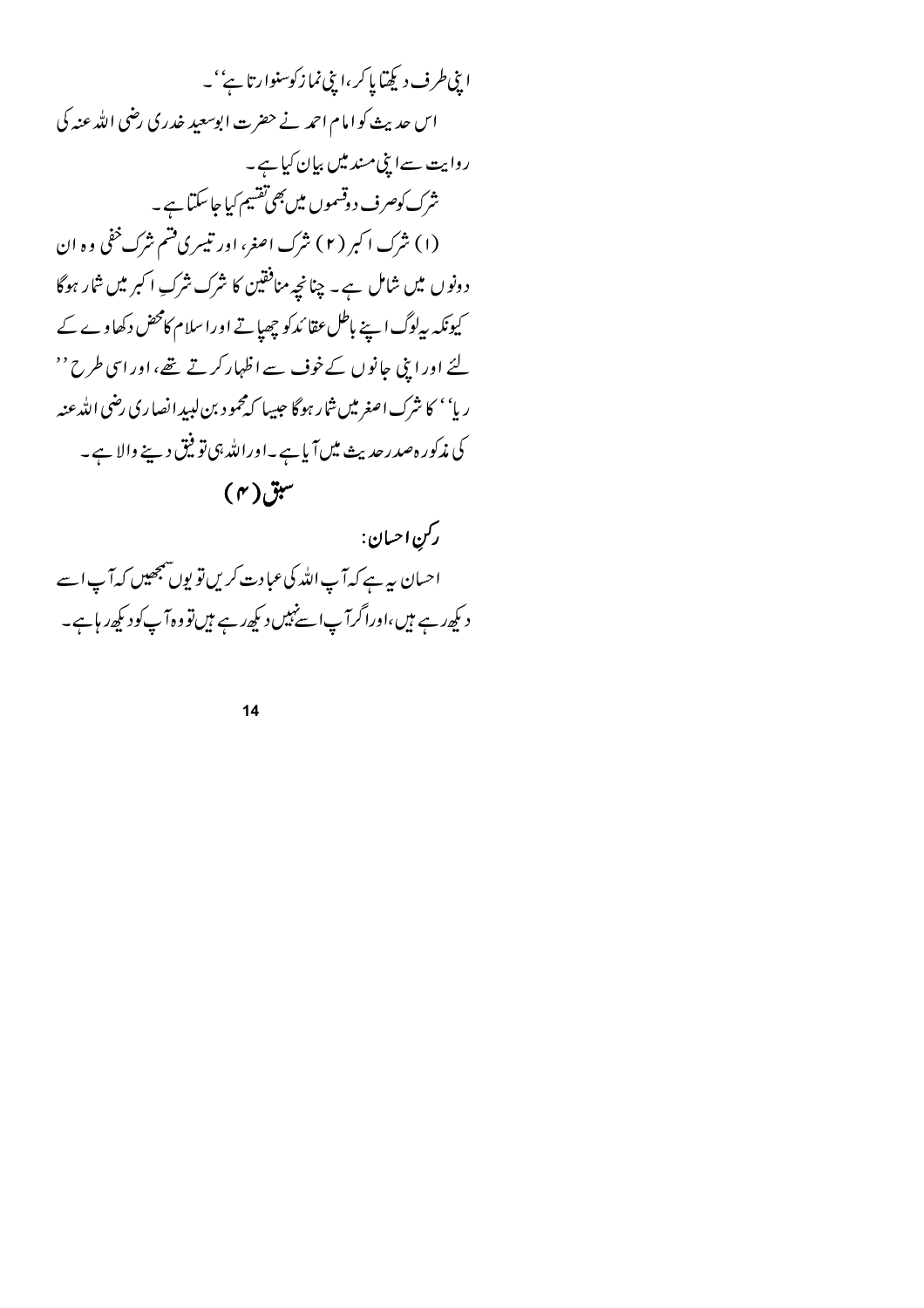اپنی طرف دیکھتا پا کر، اپنی نماز کو سنوارتا ہے''۔

اس حدیث کو امام احمد نے حضرت ابوسعید خدری رضی اللہ عنہ کی روایت سے اپنی مسند میں بیان کیا ہے۔

شرک کو صرف دو قسموں میں بھی تقسیم کیا جا سکتا ہے۔

(۱) شرک اکبر (۲) شرک اصغر، اور تیسری قسم شرک خفی وہ ان دونوں میں شامل ہے۔ چنانچہ منافقین کا شرک شرکِ اکبر میں شمار ہوگا کیونکہ یہ لوگ اپنے باطل عقائد کو چھپاتے اور اسلام کا محض دکھاوے کے لئے اور اپنی جانوں کے خوف سے اظہار کرتے تھے، اور اسی طرح '' ریا '' کا شرک اصغر میں شمار ہوگا جیسا کہ محمود بن لبید انصاری رضی اللہ عنہ کی مذکورہ صدر حدیث میں آیا ہے۔ اور اللہ ہی توفیق دینے والا ہے۔

## سبق (۴)

**رکنِ احسان:**

احسان یہ ہے کہ آپ اللہ کی عبادت کریں تو یوں سمجھیں کہ آپ اسے دیکھ رہے ہیں، اور اگر آپ اسے نہیں دیکھ رہے ہیں تو وہ آپ کو دیکھ رہا ہے۔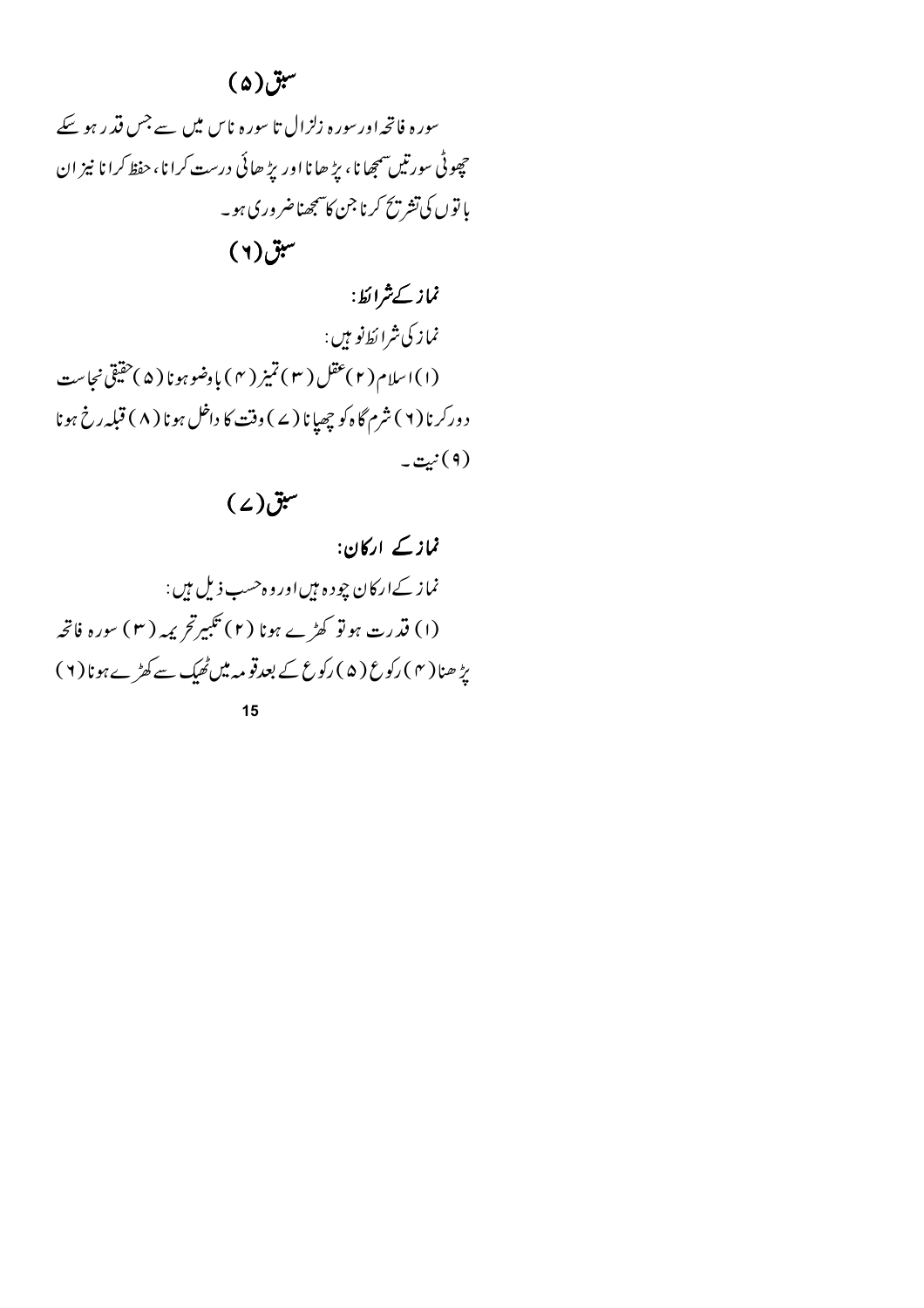## سبق(۵)

سورہ فاتحہ اور سورہ زلزال تا سورہ ناس میں سے جس قدر ہو سکے چھوٹی سورتیں سمجھانا، پڑھانا اور پڑھائی درست کرانا، حفظ کرانا نیز ان باتوں کی تشریح کرنا جن کا سمجھنا ضروری ہو۔

## سبق(۶)

**نماز کے شرائط:**

نماز کی شرائط نو ہیں:

(۱) اسلام (۲) عقل (۳) تمیز (۴) باوضو ہونا (۵) حقیقی نجاست دور کرنا (۶) شرم گاہ کو چھپانا (۷) وقت کا داخل ہونا (۸) قبلہ رخ ہونا (۹) نیت۔

## سبق(۷)

**نماز کے ارکان:**

نماز کے ارکان چودہ ہیں اور وہ حسب ذیل ہیں:

(۱) قدرت ہو تو کھڑے ہونا (۲) تکبیر تحریمہ (۳) سورہ فاتحہ پڑھنا (۴) رکوع (۵) رکوع کے بعد قومہ میں ٹھیک سے کھڑے ہونا (۶)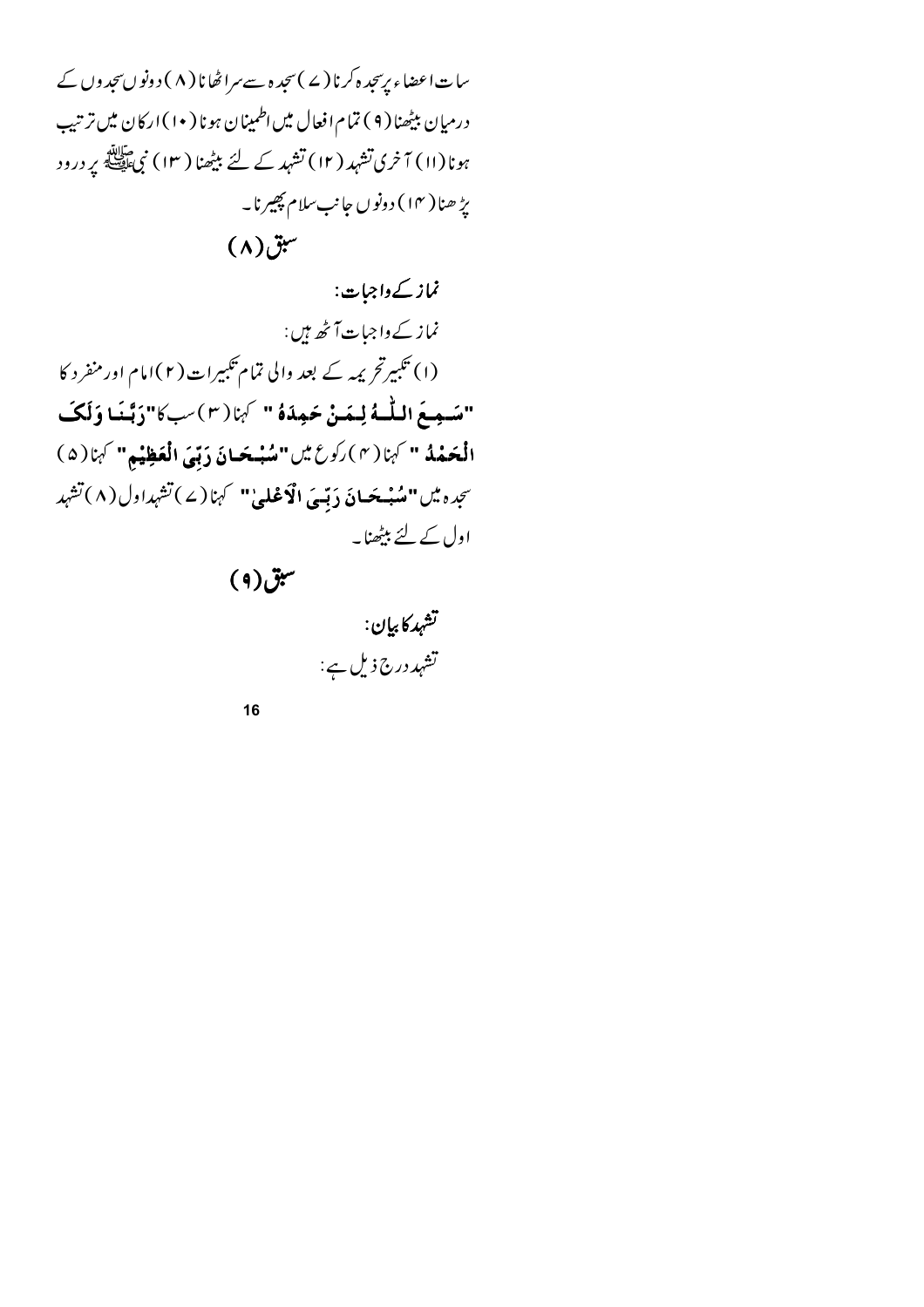سات اعضاء پر سجدہ کرنا (۷) سجدہ سے سر اٹھانا (۸) دونوں سجدوں کے درمیان بیٹھنا (۹) تمام افعال میں اطمینان ہونا (۱۰) ارکان میں ترتیب ہونا (۱۱) آخری تشہد (۱۲) تشہد کے لئے بیٹھنا (۱۳) نبی ﷺ پر درود پڑھنا (۱۴) دونوں جانب سلام پھیرنا۔

## سبق (۸)

### نماز کے واجبات:

نماز کے واجبات آٹھ ہیں:

(۱) تکبیر تحریمہ کے بعد والی تمام تکبیرات (۲) امام اور منفرد کا **"سَمِعَ اللّٰهُ لِمَنْ حَمِدَهُ"** کہنا (۳) سب کا **"رَبَّنَا وَلَكَ الْحَمْدُ"** کہنا (۴) رکوع میں **"سُبْحَانَ رَبِّيَ الْعَظِيْمِ"** کہنا (۵) سجدہ میں **"سُبْحَانَ رَبِّيَ الْاَعْلٰى"** کہنا (۷) تشہد اول (۸) تشہد اول کے لئے بیٹھنا۔

## سبق (۹)

### تشہد کا بیان:

تشہد درج ذیل ہے: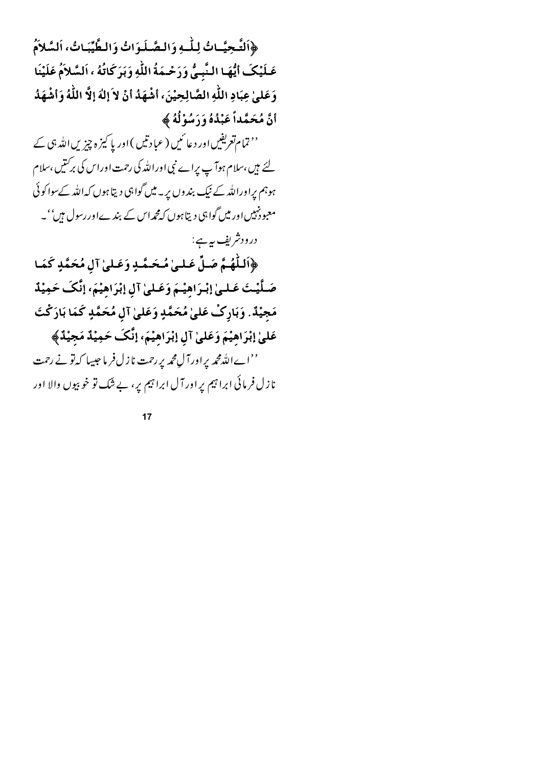﴿اَلتَّحِيَّاتُ لِلّٰهِ وَالصَّلَوَاتُ وَالطَّيِّبَاتُ، اَلسَّلاَمُ عَلَيْكَ أَيُّهَا النَّبِيُّ وَرَحْمَةُ اللّٰهِ وَبَرَكَاتُهُ ، اَلسَّلاَمُ عَلَيْنَا وَعَلىٰ عِبَادِ اللّٰهِ الصَّالِحِيْنَ، أَشْهَدُ أَنْ لاَ إِلٰهَ إِلاَّ اللّٰهُ وَأَشْهَدُ أَنَّ مُحَمَّداً عَبْدُهُ وَرَسُوْلُهُ ﴾

''تمام تعریفیں اور دعائیں (عبادتیں) اور پاکیزہ چیزیں اللہ ہی کے لئے ہیں، سلام ہو آپ پر اے نبی اور اللہ کی رحمت اور اس کی برکتیں، سلام ہو ہم پر اور اللہ کے نیک بندوں پر۔ میں گواہی دیتا ہوں کہ اللہ کے سوا کوئی معبود نہیں اور میں گواہی دیتا ہوں کہ محمد اس کے بندے اور رسول ہیں''۔

درود شریف یہ ہے:

﴿اَللّٰهُمَّ صَلِّ عَلىٰ مُحَمَّدٍ وَعَلىٰ آلِ مُحَمَّدٍ كَمَا صَلَّيْتَ عَلىٰ إِبْرَاهِيْمَ وَعَلىٰ آلِ إِبْرَاهِيْمَ، إِنَّكَ حَمِيْدٌ مَجِيْدٌ. وَبَارِكْ عَلىٰ مُحَمَّدٍ وَعَلىٰ آلِ مُحَمَّدٍ كَمَا بَارَكْتَ عَلىٰ إِبْرَاهِيْمَ وَعَلىٰ آلِ إِبْرَاهِيْمَ، إِنَّكَ حَمِيْدٌ مَجِيْدٌ﴾

''اے اللہ محمد پر اور آلِ محمد پر رحمت نازل فرما جیسا کہ تو نے رحمت نازل فرمائی ابراہیم پر اور آل ابراہیم پر، بے شک تو خوبیوں والا اور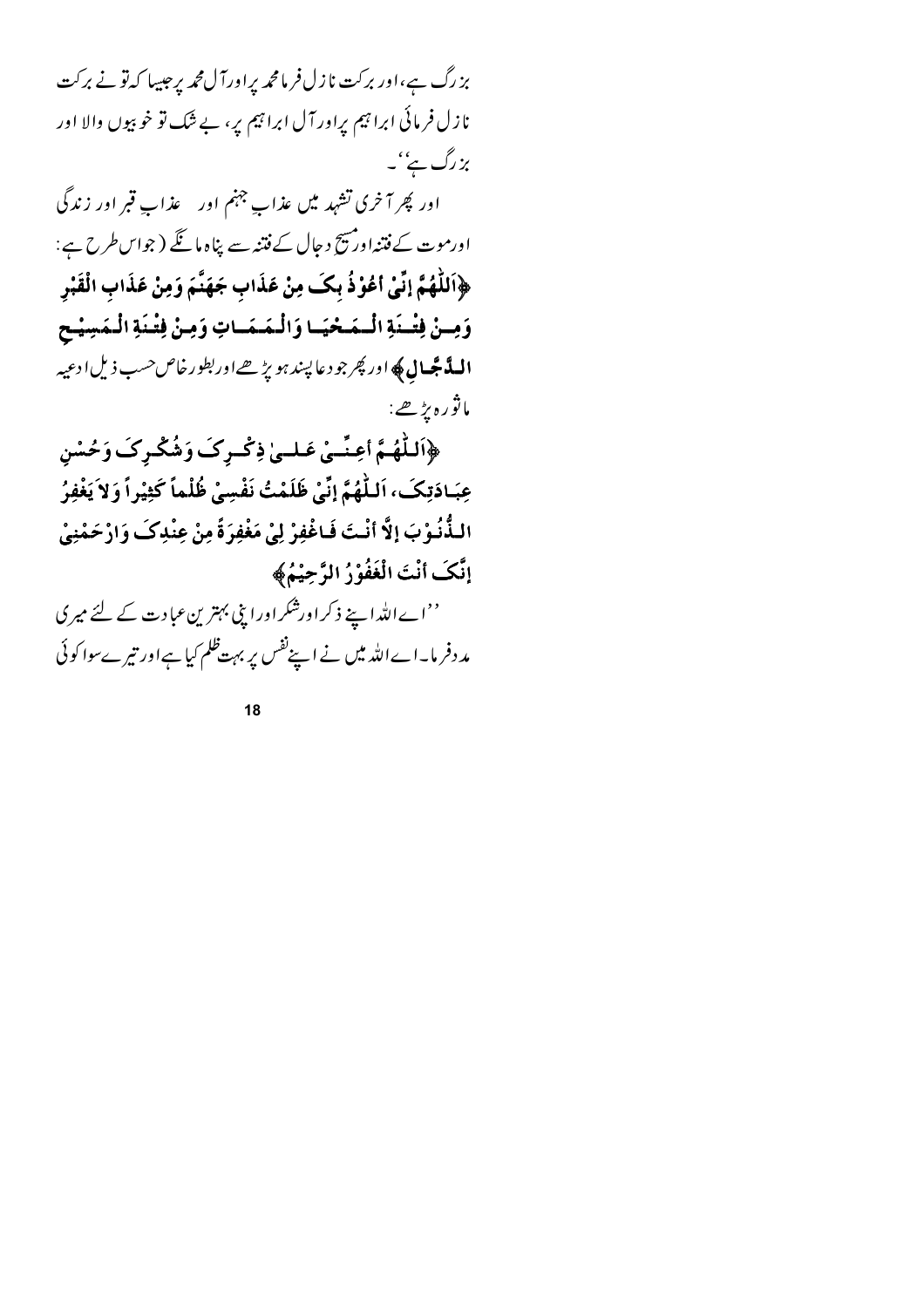بزرگ ہے، اور برکت نازل فرما محمد پر اور آل محمد پر جیسا کہ تو نے برکت نازل فرمائی ابراہیم پر اور آل ابراہیم پر، بے شک تو خوبیوں والا اور بزرگ ہے''۔

اور پھر آخری تشہد میں عذابِ جہنم اور عذابِ قبر اور زندگی اور موت کے فتنہ اور مسیح دجال کے فتنہ سے پناہ مانگے (جو اس طرح ہے:

﴿اَللّٰهُمَّ إِنِّیْ اَعُوْذُ بِکَ مِنْ عَذَابِ جَهَنَّمَ وَمِنْ عَذَابِ الْقَبْرِ وَمِنْ فِتْنَةِ الْمَحْيَا وَالْمَمَاتِ وَمِنْ فِتْنَةِ الْمَسِيْحِ الدَّجَّالِ﴾ اور پھر جو دعا پسند ہو پڑھے اور بطور خاص حسب ذیل ادعیہ ماثورہ پڑھے:

﴿اَللّٰهُمَّ أَعِنِّیْ عَلٰی ذِکْرِکَ وَشُکْرِکَ وَحُسْنِ عِبَادَتِکَ، اَللّٰهُمَّ إِنِّیْ ظَلَمْتُ نَفْسِیْ ظُلْماً کَثِيْراً وَلاَ يَغْفِرُ الذُّنُوْبَ إِلَّا أَنْتَ فَاغْفِرْ لِیْ مَغْفِرَةً مِنْ عِنْدِکَ وَارْحَمْنِیْ إِنَّکَ أَنْتَ الْغَفُوْرُ الرَّحِيْمُ﴾

''اے اللہ اپنے ذکر اور شکر اور اپنی بہترین عبادت کے لئے میری مدد فرما۔ اے اللہ میں نے اپنے نفس پر بہت ظلم کیا ہے اور تیرے سوا کوئی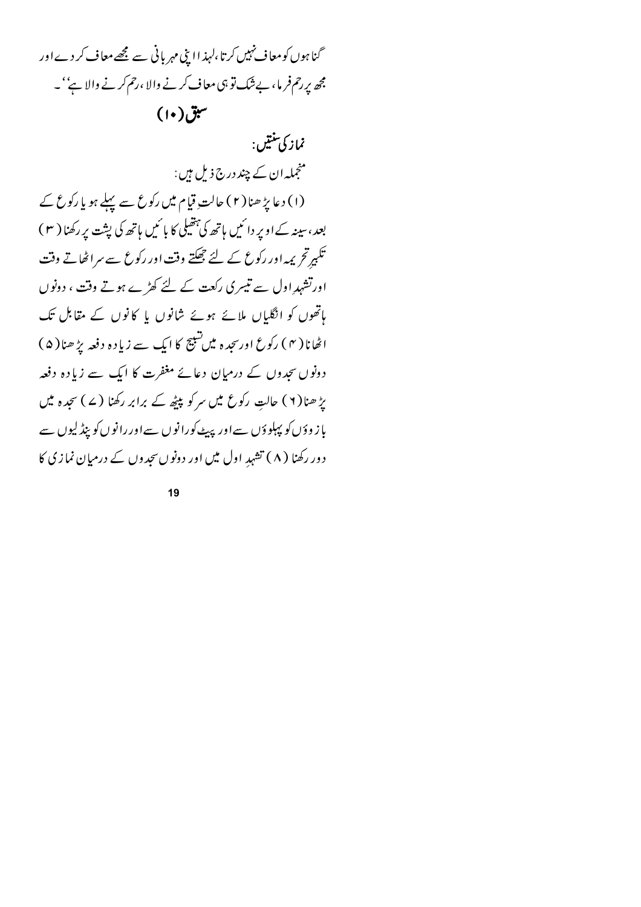گناہوں کو معاف نہیں کرتا، لہذا اپنی مہربانی سے مجھے معاف کر دے اور مجھ پر رحم فرما، بے شک تو ہی معاف کرنے والا، رحم کرنے والا ہے‘‘۔

## سبق (۱۰)

**نماز کی سنتیں:**

منجملہ ان کے چند درج ذیل ہیں:

(۱) دعا پڑھنا (۲) حالتِ قیام میں رکوع سے پہلے ہو یا رکوع کے بعد، سینہ کے اوپر دائیں ہاتھ کی ہتھیلی کا بائیں ہاتھ کی پشت پر رکھنا (۳) تکبیرِ تحریمہ اور رکوع کے لئے جھکتے وقت اور رکوع سے سر اٹھاتے وقت اور تشہدِ اول سے تیسری رکعت کے لئے کھڑے ہوتے وقت، دونوں ہاتھوں کو انگلیاں ملائے ہوئے شانوں یا کانوں کے مقابل تک اٹھانا (۴) رکوع اور سجدہ میں تسبیح کا ایک سے زیادہ دفعہ پڑھنا (۵) دونوں سجدوں کے درمیان دعائے مغفرت کا ایک سے زیادہ دفعہ پڑھنا (۶) حالتِ رکوع میں سر کو پیٹھ کے برابر رکھنا (۷) سجدہ میں بازوؤں کو پہلوؤں سے اور پیٹ کو رانوں سے اور رانوں کو پنڈلیوں سے دور رکھنا (۸) تشہدِ اول میں اور دونوں سجدوں کے درمیان نمازی کا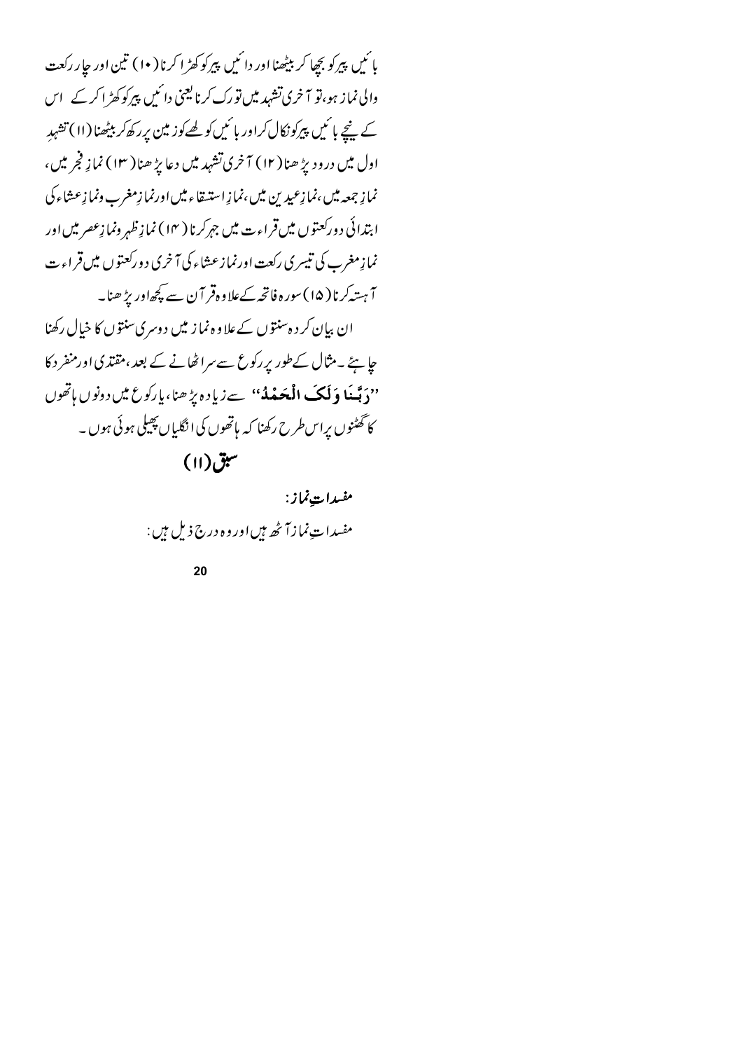بائیں پیر کو بچھا کر بیٹھنا اور دائیں پیر کو کھڑا کرنا (۱۰) تین اور چار رکعت والی نماز ہو، تو آخری تشہد میں تورک کرنا یعنی دائیں پیر کو کھڑا کر کے اس کے نیچے بائیں پیر کو نکال کر اور بائیں کولھے کو زمین پر رکھ کر بیٹھنا (۱۱) تشہدِ اول میں درود پڑھنا (۱۲) آخری تشہد میں دعا پڑھنا (۱۳) نمازِ فجر میں، نمازِ جمعہ میں، نمازِ عیدین میں، نمازِ استسقاء میں اور نمازِ مغرب و نمازِ عشاء کی ابتدائی دو رکعتوں میں قراءت میں جہر کرنا (۱۴) نمازِ ظہر و نمازِ عصر میں اور نمازِ مغرب کی تیسری رکعت اور نمازِ عشاء کی آخری دو رکعتوں میں قراءت آہستہ کرنا (۱۵) سورہ فاتحہ کے علاوہ قرآن سے کچھ اور پڑھنا۔

ان بیان کردہ سنتوں کے علاوہ نماز میں دوسری سنتوں کا خیال رکھنا چاہئے۔ مثال کے طور پر رکوع سے سر اٹھانے کے بعد، مقتدی اور منفرد کا "**رَبَّنَا وَلَكَ الْحَمْدُ**" سے زیادہ پڑھنا، یا رکوع میں دونوں ہاتھوں کا گھٹنوں پر اس طرح رکھنا کہ ہاتھوں کی انگلیاں پھیلی ہوئی ہوں۔

## سبق (۱۱)

**مفسداتِ نماز:**

مفسداتِ نماز آٹھ ہیں اور وہ درج ذیل ہیں: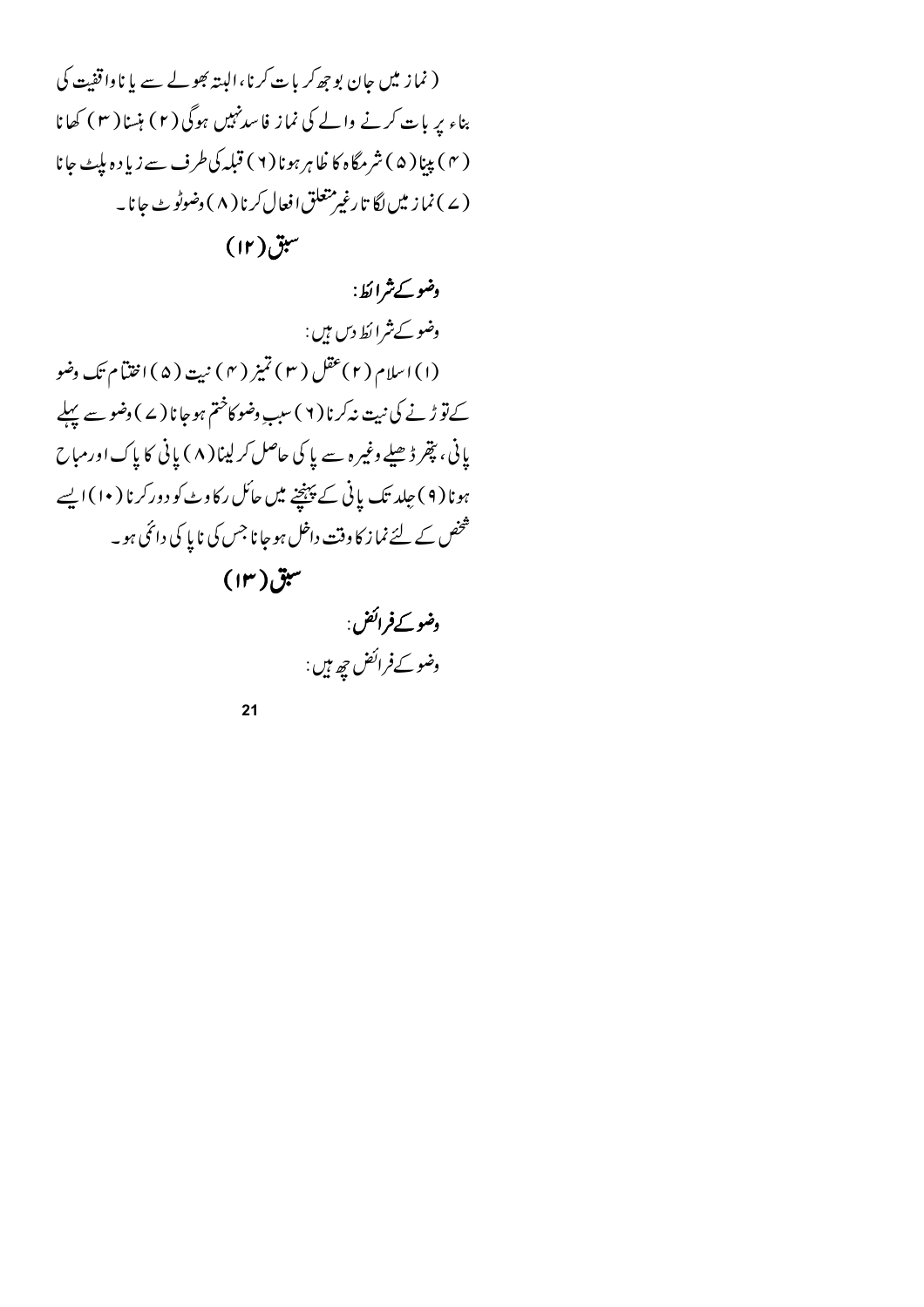(نماز میں جان بوجھ کر بات کرنا، البتہ بھولے سے یا ناواقفیت کی بناء پر بات کرنے والے کی نماز فاسد نہیں ہوگی (۲) ہنسنا (۳) کھانا (۴) پینا (۵) شرمگاہ کا ظاہر ہونا (۶) قبلہ کی طرف سے زیادہ پلٹ جانا (۷) نماز میں لگاتار غیر متعلق افعال کرنا (۸) وضو ٹوٹ جانا۔

## سبق (۱۲)

**وضو کے شرائط:**

وضو کے شرائط دس ہیں:

(۱) اسلام (۲) عقل (۳) تمیز (۴) نیت (۵) اختتام تک وضو کے توڑنے کی نیت نہ کرنا (۶) سببِ وضو کا ختم ہو جانا (۷) وضو سے پہلے پانی، پتھر ڈھیلے وغیرہ سے پاکی حاصل کر لینا (۸) پانی کا پاک اور مباح ہونا (۹) جلد تک پانی کے پہنچنے میں حائل رکاوٹ کو دور کرنا (۱۰) ایسے شخص کے لئے نماز کا وقت داخل ہو جانا جس کی ناپاکی دائمی ہو۔

## سبق (۱۳)

**وضو کے فرائض:**

وضو کے فرائض چھ ہیں: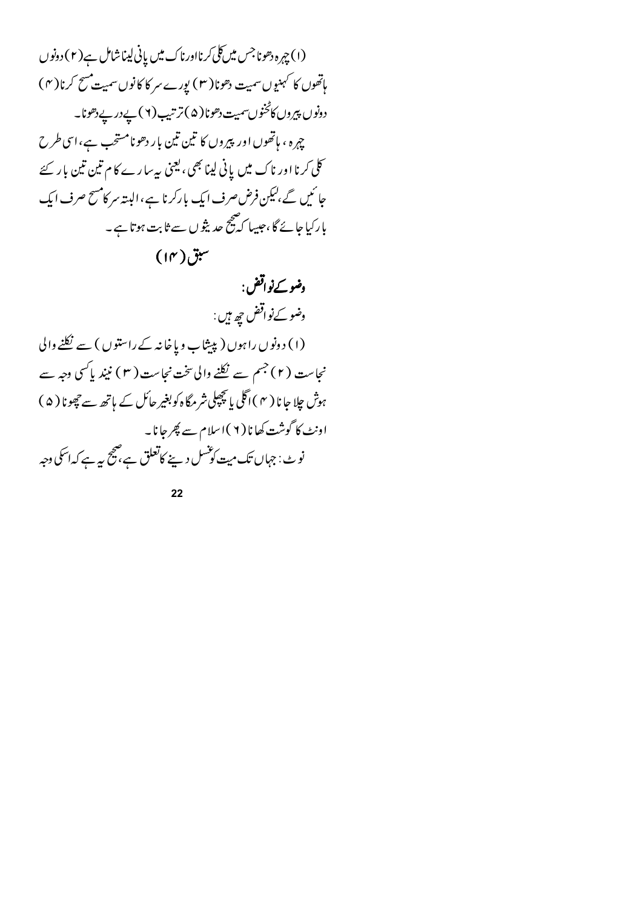(۱) چہرہ دھونا جس میں کلی کرنا اور ناک میں پانی لینا شامل ہے (۲) دونوں ہاتھوں کا کہنیوں سمیت دھونا (۳) پورے سر کا کانوں سمیت مسح کرنا (۴) دونوں پیروں کا ٹخنوں سمیت دھونا (۵) ترتیب (۶) پے در پے دھونا۔

چہرہ، ہاتھوں اور پیروں کا تین تین بار دھونا مستحب ہے، اسی طرح کلی کرنا اور ناک میں پانی لینا بھی، یعنی یہ سارے کام تین تین بار کئے جائیں گے، لیکن فرض صرف ایک بار کرنا ہے، البتہ سر کا مسح صرف ایک بار کیا جائے گا، جیسا کہ صحیح حدیثوں سے ثابت ہوتا ہے۔

## سبق (۱۴)

### وضو کے نواقض:

وضو کے نواقض چھ ہیں:

(۱) دونوں راہوں (پیشاب و پاخانہ کے راستوں) سے نکلنے والی نجاست (۲) جسم سے نکلنے والی سخت نجاست (۳) نیند یا کسی وجہ سے ہوش چلا جانا (۴) اگلی یا پچھلی شرمگاہ کو بغیر حائل کے ہاتھ سے چھونا (۵) اونٹ کا گوشت کھانا (۶) اسلام سے پھر جانا۔

نوٹ: جہاں تک میت کو غسل دینے کا تعلق ہے، صحیح یہ ہے کہ اسکی وجہ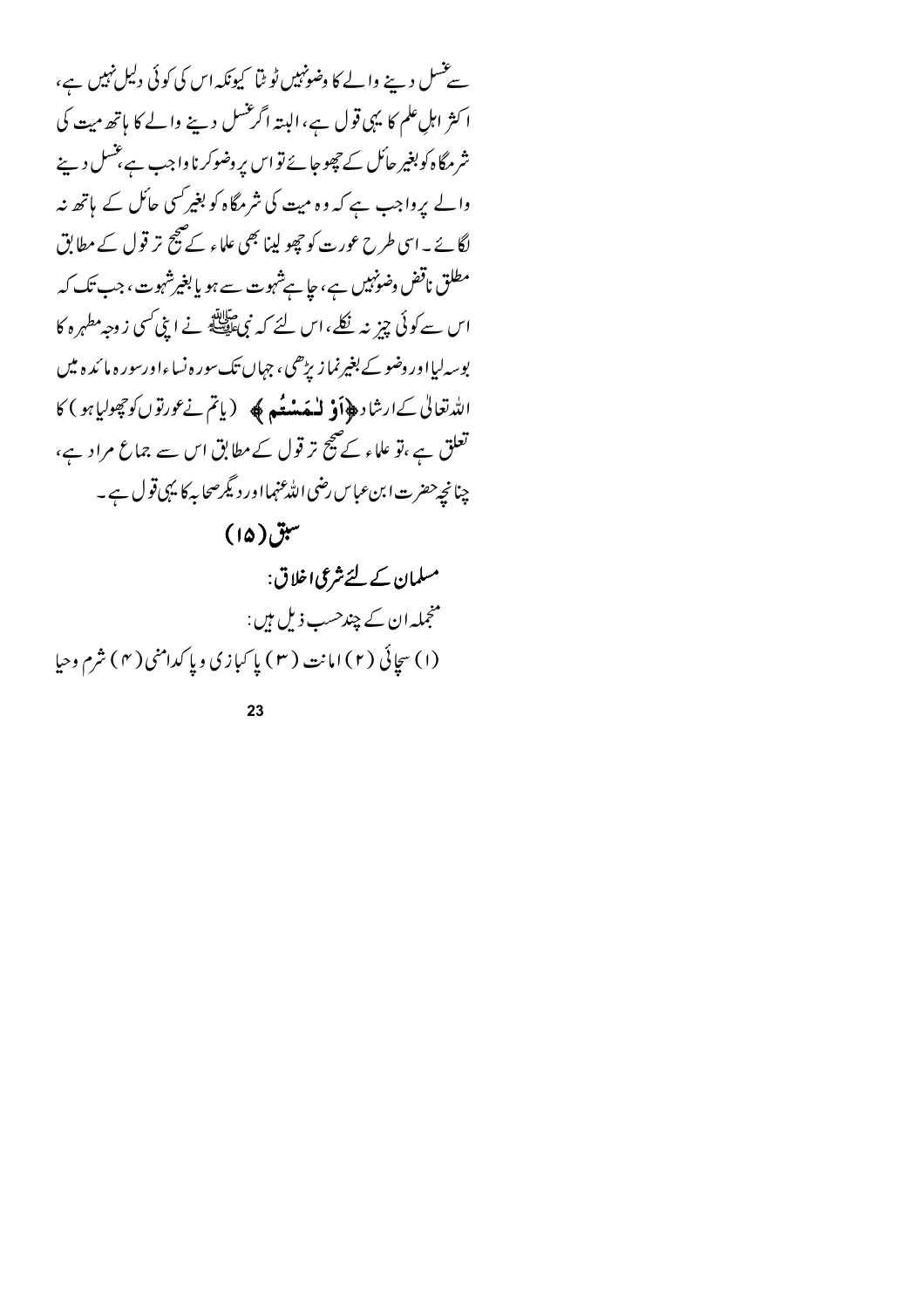سے غسل دینے والے کا وضو نہیں ٹوٹتا کیونکہ اس کی کوئی دلیل نہیں ہے، اکثر اہلِ علم کا یہی قول ہے، البتہ اگر غسل دینے والے کا ہاتھ میت کی شرمگاہ کو بغیر حائل کے چھو جائے تو اس پر وضو کرنا واجب ہے، غسل دینے والے پر واجب ہے کہ وہ میت کی شرمگاہ کو بغیر کسی حائل کے ہاتھ نہ لگائے۔ اسی طرح عورت کو چھو لینا بھی علماء کے صحیح تر قول کے مطابق مطلق ناقض وضو نہیں ہے، چاہے شہوت سے ہو یا بغیر شہوت، جب تک کہ اس سے کوئی چیز نہ نکلے، اس لئے کہ نبی ﷺ نے اپنی کسی زوجہ مطہرہ کا بوسہ لیا اور وضو کے بغیر نماز پڑھی، جہاں تک سورہ نساء اور سورہ مائدہ میں اللہ تعالیٰ کے ارشاد ﴿أَوْ لَـٰمَسْتُمُ﴾ (یا تم نے عورتوں کو چھولیا ہو) کا تعلق ہے، تو علماء کے صحیح تر قول کے مطابق اس سے جماع مراد ہے، چنانچہ حضرت ابن عباس رضی اللہ عنہما اور دیگر صحابہ کا یہی قول ہے۔

## سبق (۱۵)

### مسلمان کے لئے شرعی اخلاق:

منجملہ ان کے چند حسب ذیل ہیں:

(۱) سچائی (۲) امانت (۳) پاکبازی و پاکدامنی (۴) شرم وحیا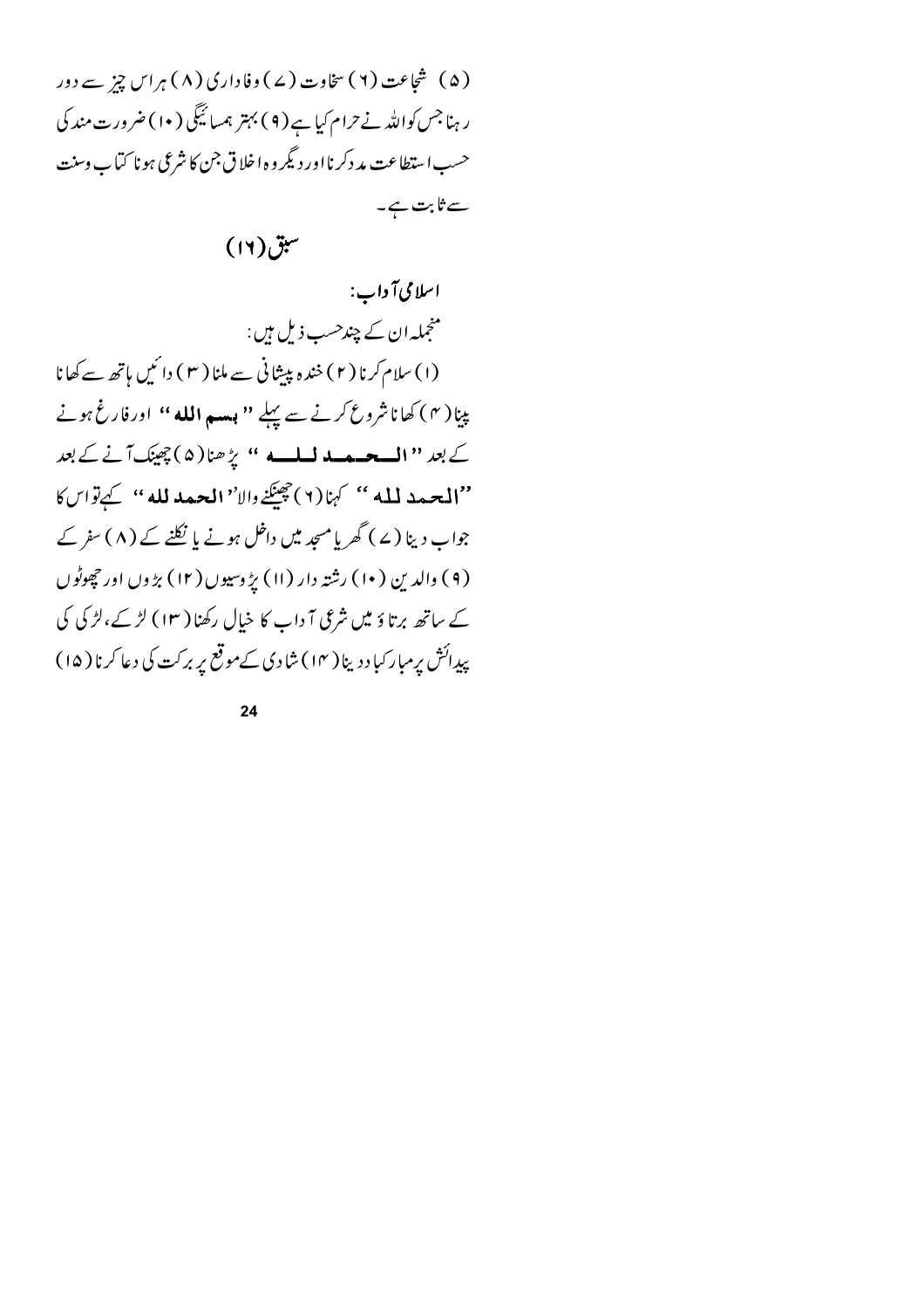(۵) شجاعت (۶) سخاوت (۷) وفاداری (۸) ہر اس چیز سے دور رہنا جس کو اللہ نے حرام کیا ہے (۹) بہتر ہمسائیگی (۱۰) ضرورت مند کی حسب استطاعت مدد کرنا اور دیگر وہ اخلاق جن کا شرعی ہونا کتاب وسنت سے ثابت ہے۔

## سبق (۱۶)

### اسلامی آداب:

منجملہ ان کے چند حسب ذیل ہیں:

(۱) سلام کرنا (۲) خندہ پیشانی سے ملنا (۳) دائیں ہاتھ سے کھانا پینا (۴) کھانا شروع کرنے سے پہلے "**بسم الله**" اور فارغ ہونے کے بعد "**الحمد لله**" پڑھنا (۵) چھینک آنے کے بعد "**الحمد لله**" کہنا (۶) چھینکنے والا "**الحمد لله**" کہے تو اس کا جواب دینا (۷) گھر یا مسجد میں داخل ہونے یا نکلنے کے (۸) سفر کے (۹) والدین (۱۰) رشتہ دار (۱۱) پڑوسیوں (۱۲) بڑوں اور چھوٹوں کے ساتھ برتاؤ میں شرعی آداب کا خیال رکھنا (۱۳) لڑکے، لڑکی کی پیدائش پر مبارکباد دینا (۱۴) شادی کے موقع پر برکت کی دعا کرنا (۱۵)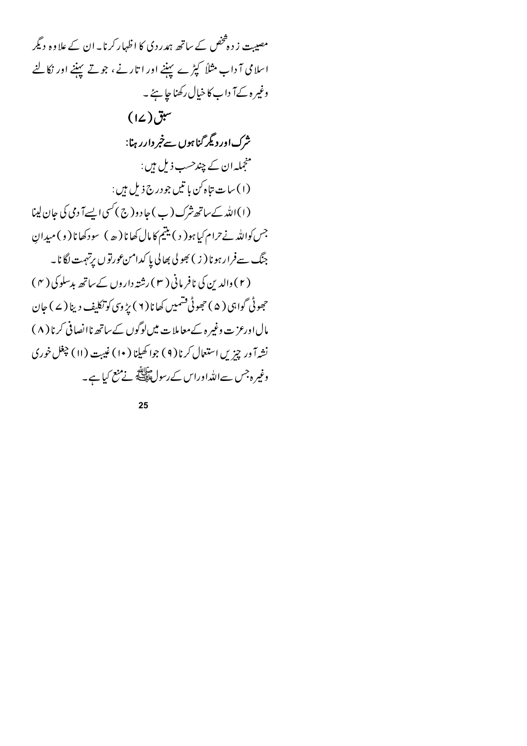مصیبت زدہ شخص کے ساتھ ہمدردی کا اظہار کرنا۔ ان کے علاوہ دیگر اسلامی آداب مثلاً کپڑے پہننے اور اتارنے، جوتے پہننے اور نکالنے وغیرہ کے آداب کا خیال رکھنا چاہئے۔

## سبق (۱۷)

### شرک اور دیگر گناہوں سے خبردار رہنا:

منجملہ ان کے چند حسب ذیل ہیں:

(۱) سات تباہ کن باتیں جو درج ذیل ہیں:

(ا) اللہ کے ساتھ شرک (ب) جادو (ج) کسی ایسے آدمی کی جان لینا جس کو اللہ نے حرام کیا ہو (د) یتیم کا مال کھانا (ھ) سود کھانا (و) میدانِ جنگ سے فرار ہونا (ز) بھولی بھالی پاکدامن عورتوں پر تہمت لگانا۔

(۲) والدین کی نافرمانی (۳) رشتہ داروں کے ساتھ بدسلوکی (۴) جھوٹی گواہی (۵) جھوٹی قسمیں کھانا (۶) پڑوسی کو تکلیف دینا (۷) جان مال اور عزت وغیرہ کے معاملات میں لوگوں کے ساتھ ناانصافی کرنا (۸) نشہ آور چیزیں استعمال کرنا (۹) جوا کھیلنا (۱۰) غیبت (۱۱) چغل خوری وغیرہ جس سے اللہ اور اس کے رسول ﷺ نے منع کیا ہے۔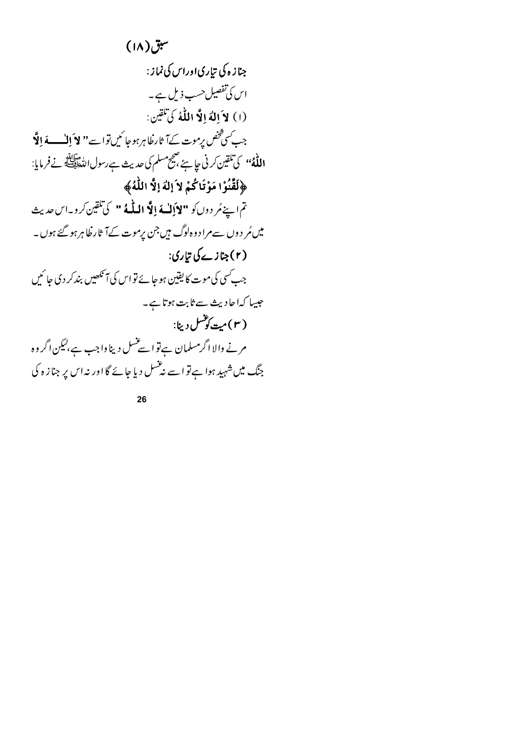## سبق (۱۸)

### جنازہ کی تیاری اور اس کی نماز:

اس کی تفصیل حسب ذیل ہے۔

**(۱) لاَ اِلٰهَ اِلَّا اللّٰهُ کی تلقین:**

جب کسی شخص پر موت کے آثار ظاہر ہو جائیں تو اسے " **لاَ اِلٰــــهَ اِلَّا اللّٰهُ** " کی تلقین کرنی چاہئے، صحیح مسلم کی حدیث ہے رسول اللہ ﷺ نے فرمایا:

**﴿لَقِّنُوْا مَوْتَاكُمْ لاَ اِلٰهَ اِلَّا اللّٰهُ﴾**

تم اپنے مُردوں کو "**لاَ اِلٰــهَ اِلَّا اللّٰــهُ**" کی تلقین کرو۔ اس حدیث میں مُردوں سے مراد وہ لوگ ہیں جن پر موت کے آثار ظاہر ہو گئے ہوں۔

**(۲) جنازے کی تیاری:**

جب کسی کی موت کا یقین ہو جائے تو اس کی آنکھیں بند کر دی جائیں جیسا کہ احادیث سے ثابت ہوتا ہے۔

**(۳) میت کو غسل دینا:**

مرنے والا اگر مسلمان ہے تو اسے غسل دینا واجب ہے، لیکن اگر وہ جنگ میں شہید ہوا ہے تو اسے نہ غسل دیا جائے گا اور نہ اس پر جنازہ کی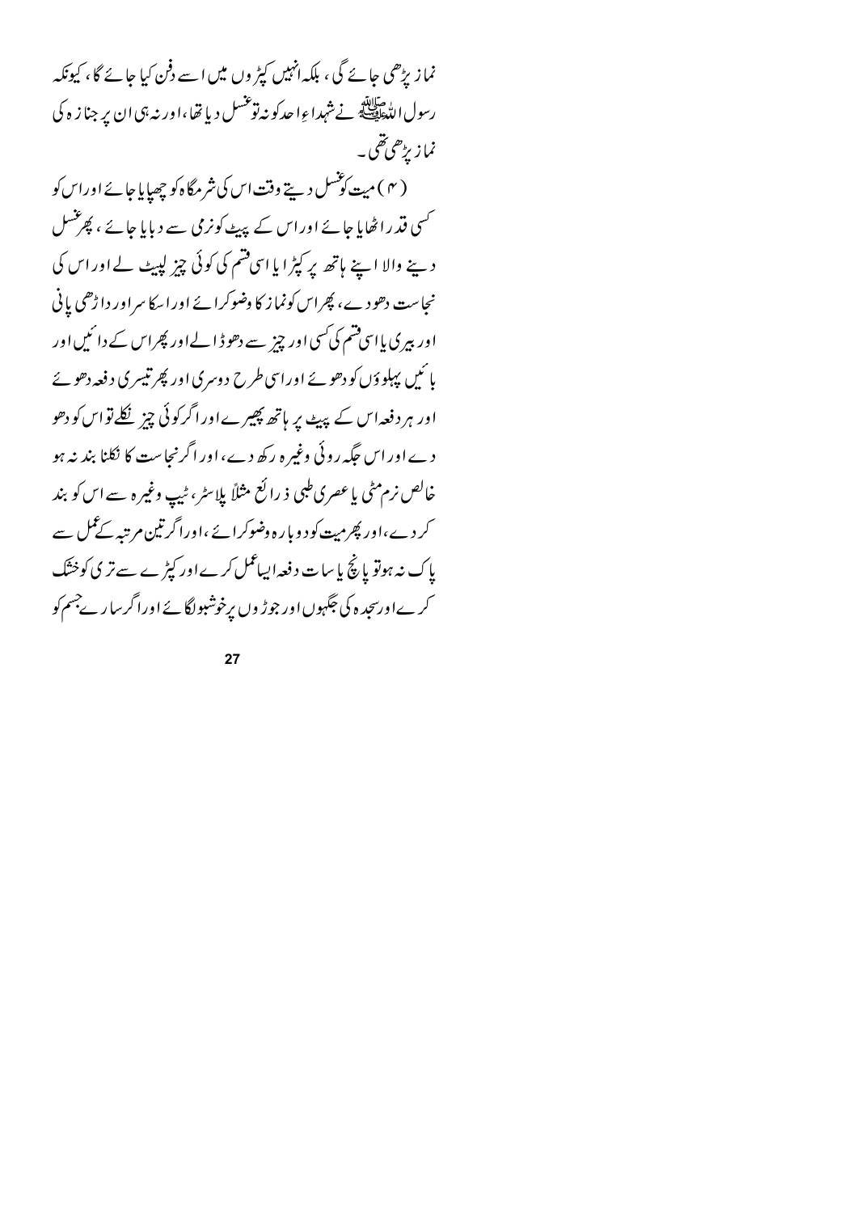نماز پڑھی جائے گی، بلکہ انہیں کپڑوں میں اسے دفن کیا جائے گا، کیونکہ رسول اللہ ﷺ نے شہداءِ احد کو نہ تو غسل دیا تھا، اور نہ ہی ان پر جنازہ کی نماز پڑھی تھی۔

(۴) میت کو غسل دیتے وقت اس کی شرمگاہ کو چھپایا جائے اور اس کو کسی قدر اٹھایا جائے اور اس کے پیٹ کو نرمی سے دبایا جائے، پھر غسل دینے والا اپنے ہاتھ پر کپڑا یا اسی قسم کی کوئی چیز لپیٹ لے اور اس کی نجاست دھو دے، پھر اس کو نماز کا وضو کرائے اور اسکا سر اور داڑھی پانی اور بیری یا اسی قسم کی کسی اور چیز سے دھو ڈالے اور پھر اس کے دائیں اور بائیں پہلوؤں کو دھوئے اور اسی طرح دوسری اور پھر تیسری دفعہ دھوئے اور ہر دفعہ اس کے پیٹ پر ہاتھ پھیرے اور اگر کوئی چیز نکلے تو اس کو دھو دے اور اس جگہ روئی وغیرہ رکھ دے، اور اگر نجاست کا نکلنا بند نہ ہو خالص نرم مٹی یا عصری طبی ذرائع مثلاً پلاسٹر، ٹیپ وغیرہ سے اس کو بند کر دے، اور پھر میت کو دوبارہ وضو کرائے، اور اگر تین مرتبہ کے عمل سے پاک نہ ہو تو پانچ یا سات دفعہ ایسا عمل کرے اور کپڑے سے تری کو خشک کرے اور سجدہ کی جگہوں اور جوڑوں پر خوشبو لگائے اور اگر سارے جسم کو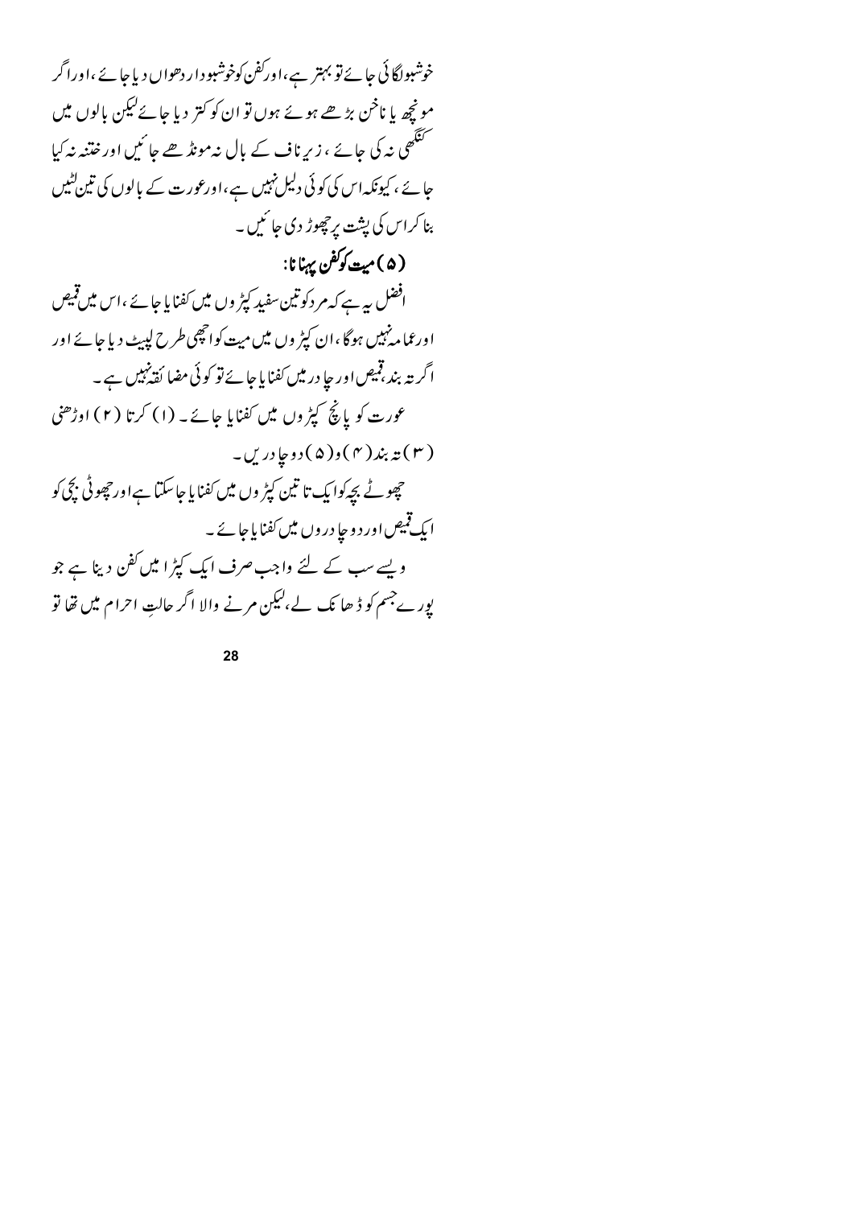خوشبو لگائی جائے تو بہتر ہے، اور کفن کو خوشبودار دھواں دیا جائے، اور اگر مونچھ یا ناخن بڑھے ہوئے ہوں تو ان کو کتر دیا جائے لیکن بالوں میں کنگھی نہ کی جائے، زیر ناف کے بال نہ مونڈھے جائیں اور ختنہ نہ کیا جائے، کیونکہ اس کی کوئی دلیل نہیں ہے، اور عورت کے بالوں کی تین لٹیں بنا کر اس کی پشت پر چھوڑ دی جائیں۔

### (۵) میت کو کفن پہنانا:

افضل یہ ہے کہ مرد کو تین سفید کپڑوں میں کفنایا جائے، اس میں قمیص اور عمامہ نہیں ہوگا، ان کپڑوں میں میت کو اچھی طرح لپیٹ دیا جائے اور اگر تہ بند، قمیص اور چادر میں کفنایا جائے تو کوئی مضائقہ نہیں ہے۔

عورت کو پانچ کپڑوں میں کفنایا جائے۔ (۱) کرتا (۲) اوڑھنی (۳) تہ بند (۴) و (۵) دو چادریں۔

چھوٹے بچہ کو ایک تا تین کپڑوں میں کفنایا جا سکتا ہے اور چھوٹی بچی کو ایک قمیص اور دو چادروں میں کفنایا جائے۔

ویسے سب کے لئے واجب صرف ایک کپڑا میں کفن دینا ہے جو پورے جسم کو ڈھانک لے، لیکن مرنے والا اگر حالتِ احرام میں تھا تو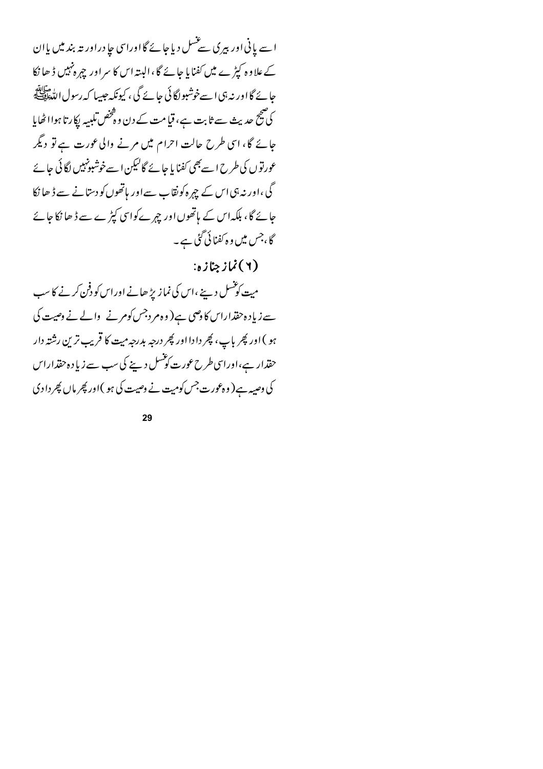اسے پانی اور بیری سے غسل دیا جائے گا اور اسی چادر اور تہ بند میں یا ان کے علاوہ کپڑے میں کفنایا جائے گا، البتہ اس کا سر اور چہرہ نہیں ڈھانکا جائے گا اور نہ ہی اسے خوشبو لگائی جائے گی، کیونکہ جیسا کہ رسول اللہ ﷺ کی صحیح حدیث سے ثابت ہے، قیامت کے دن وہ شخص تلبیہ پکارتا ہوا اٹھایا جائے گا، اسی طرح حالت احرام میں مرنے والی عورت ہے تو دیگر عورتوں کی طرح اسے بھی کفنایا جائے گا لیکن اسے خوشبو نہیں لگائی جائے گی، اور نہ ہی اس کے چہرہ کو نقاب سے اور ہاتھوں کو دستانے سے ڈھانکا جائے گا، بلکہ اس کے ہاتھوں اور چہرے کو اسی کپڑے سے ڈھانکا جائے گا، جس میں وہ کفنائی گئی ہے۔

## (۲) نماز جنازہ:

میت کو غسل دینے، اس کی نماز پڑھانے اور اس کو دفن کرنے کا سب سے زیادہ حقدار اس کا وصی ہے (وہ مرد جس کو مرنے والے نے وصیت کی ہو) اور پھر باپ، پھر دادا اور پھر درجہ بدرجہ میت کا قریب ترین رشتہ دار حقدار ہے، اور اسی طرح عورت کو غسل دینے کی سب سے زیادہ حقدار اس کی وصیہ ہے (وہ عورت جس کو میت نے وصیت کی ہو) اور پھر ماں پھر دادی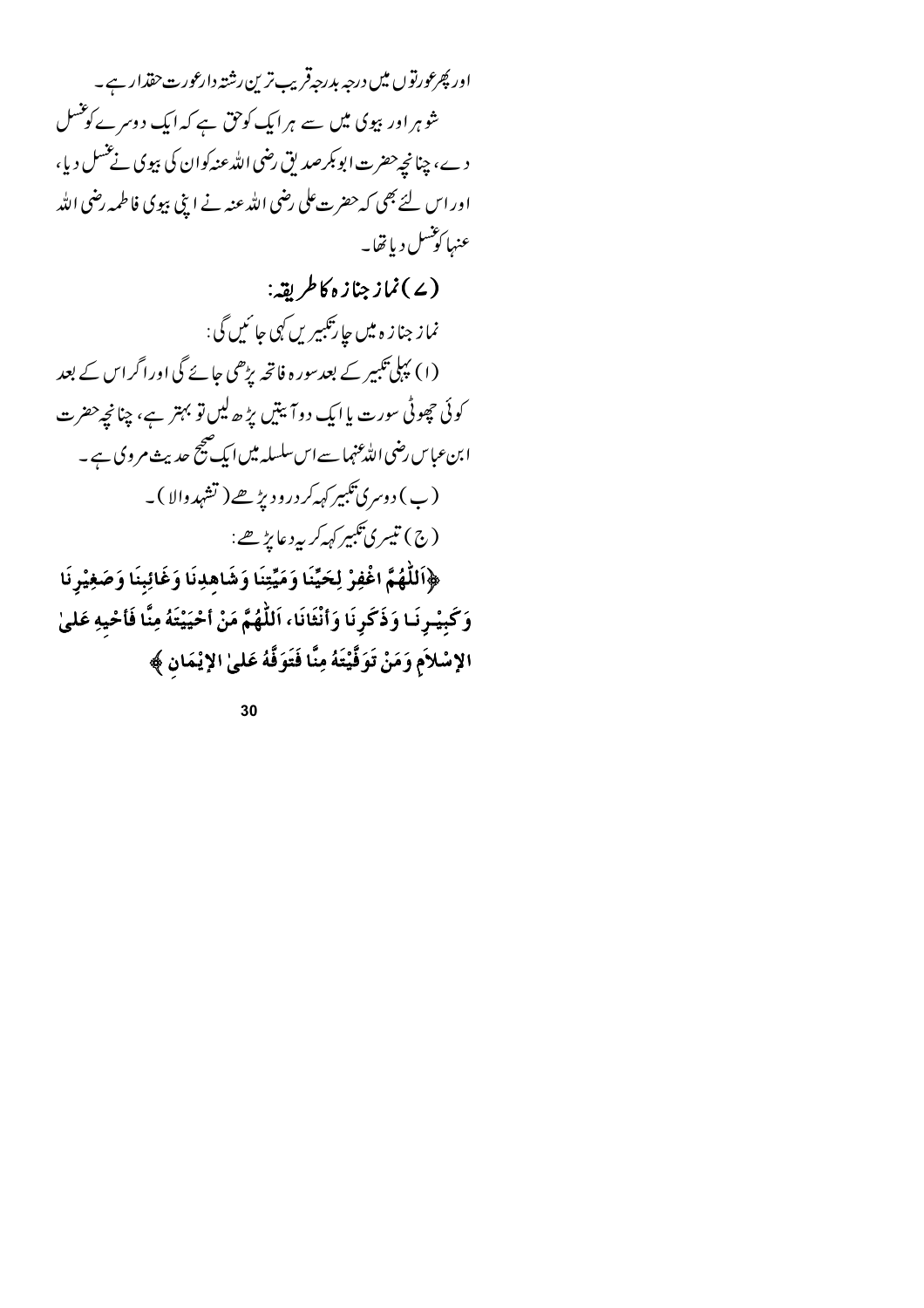اور پھر عورتوں میں درجہ بدرجہ قریب ترین رشتہ دار عورت حقدار ہے۔

شوہر اور بیوی میں سے ہر ایک کو حق ہے کہ ایک دوسرے کو غسل دے، چنانچہ حضرت ابوبکر صدیق رضی اللہ عنہ کو ان کی بیوی نے غسل دیا، اور اس لئے بھی کہ حضرت علی رضی اللہ عنہ نے اپنی بیوی فاطمہ رضی اللہ عنہا کو غسل دیا تھا۔

### (۷) نماز جنازہ کا طریقہ:

نماز جنازہ میں چار تکبیریں کہی جائیں گی:

(ا) پہلی تکبیر کے بعد سورہ فاتحہ پڑھی جائے گی اور اگر اس کے بعد کوئی چھوٹی سورت یا ایک دو آیتیں پڑھ لیں تو بہتر ہے، چنانچہ حضرت ابن عباس رضی اللہ عنہما سے اس سلسلہ میں ایک صحیح حدیث مروی ہے۔

(ب) دوسری تکبیر کہہ کر درود پڑھے (تشہد والا)۔

(ج) تیسری تکبیر کہہ کر یہ دعا پڑھے:

**﴿اَللّٰهُمَّ اغْفِرْ لِحَيِّنَا وَمَيِّتِنَا وَشَاهِدِنَا وَغَائِبِنَا وَصَغِيْرِنَا وَكَبِيْرِنَا وَذَكَرِنَا وَأُنْثَانَا، اَللّٰهُمَّ مَنْ أَحْيَيْتَهُ مِنَّا فَأَحْيِهِ عَلَىٰ الإِسْلاَمِ وَمَنْ تَوَفَّيْتَهُ مِنَّا فَتَوَفَّهُ عَلَىٰ الإِيْمَانِ﴾**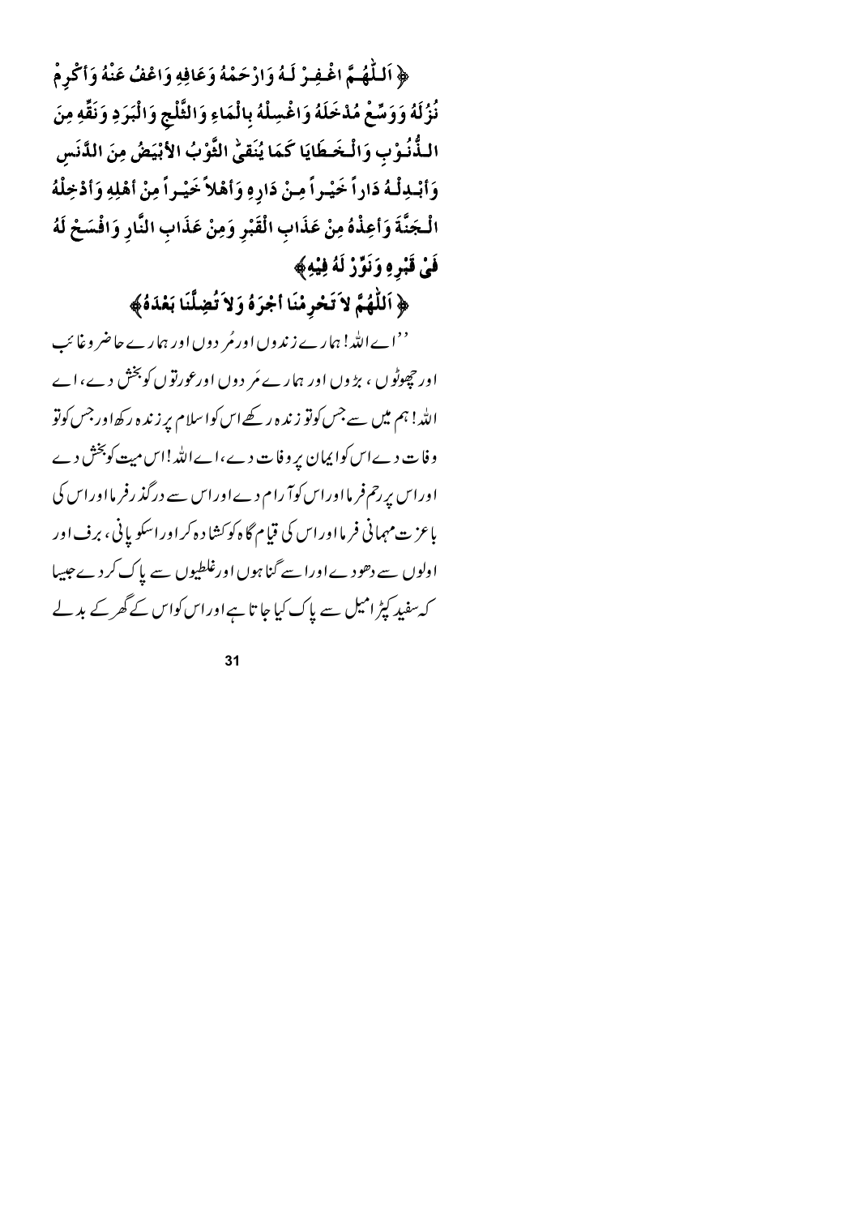﴿ اَللّٰهُمَّ اغْفِرْ لَهُ وَارْحَمْهُ وَعَافِهِ وَاعْفُ عَنْهُ وَأَكْرِمْ نُزُلَهُ وَوَسِّعْ مُدْخَلَهُ وَاغْسِلْهُ بِالْمَاءِ وَالثَّلْجِ وَالْبَرَدِ وَنَقِّهِ مِنَ الذُّنُوْبِ وَالْخَطَايَا كَمَا يُنَقَّى الثَّوْبُ الأَبْيَضُ مِنَ الدَّنَسِ وَأَبْدِلْهُ دَاراً خَيْراً مِنْ دَارِهِ وَأَهْلاً خَيْراً مِنْ أَهْلِهِ وَأَدْخِلْهُ الْجَنَّةَ وَأَعِذْهُ مِنْ عَذَابِ الْقَبْرِ وَمِنْ عَذَابِ النَّارِ وَافْسَحْ لَهُ فِيْ قَبْرِهِ وَنَوِّرْ لَهُ فِيْهِ ﴾

﴿ اَللّٰهُمَّ لاَ تَحْرِمْنَا أَجْرَهُ وَلاَ تُضِلَّنَا بَعْدَهُ ﴾

''اے اللہ! ہمارے زندوں اور مُردوں اور ہمارے حاضر و غائب اور چھوٹوں، بڑوں اور ہمارے مَردوں اور عورتوں کو بخش دے، اے اللہ! ہم میں سے جس کو تو زندہ رکھے اس کو اسلام پر زندہ رکھ اور جس کو تو وفات دے اس کو ایمان پر وفات دے، اے اللہ! اس میت کو بخش دے اور اس پر رحم فرما اور اس کو آرام دے اور اس سے درگذر فرما اور اس کی باعزت مہمانی فرما اور اس کی قیام گاہ کو کشادہ کر اور اسکو پانی، برف اور اولوں سے دھو دے اور اسے گناہوں اور غلطیوں سے پاک کر دے جیسا کہ سفید کپڑا میل سے پاک کیا جاتا ہے اور اس کو اس کے گھر کے بدلے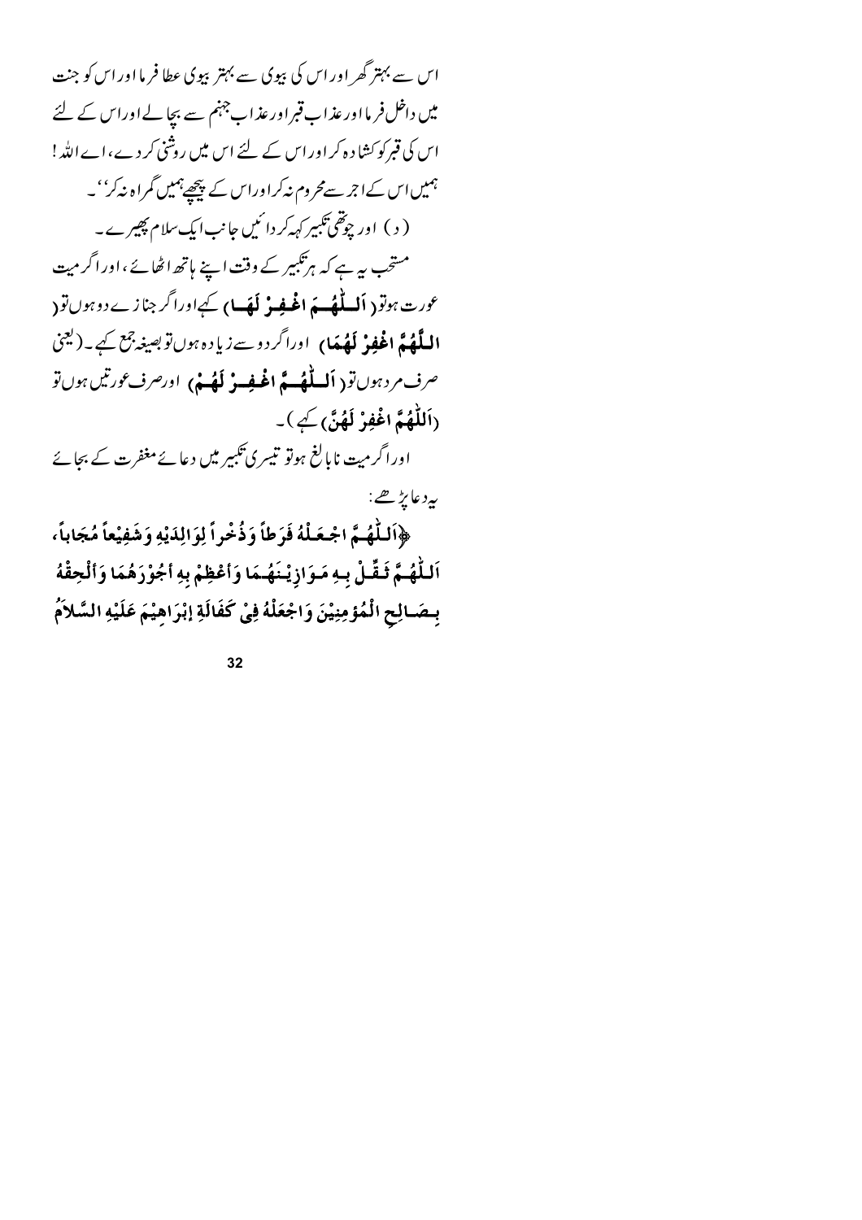اس سے بہتر گھر اور اس کی بیوی سے بہتر بیوی عطا فرما اور اس کو جنت میں داخل فرما اور عذاب قبر اور عذاب جہنم سے بچالے اور اس کے لئے اس کی قبر کو کشادہ کر اور اس کے لئے اس میں روشنی کر دے، اے اللہ! ہمیں اس کے اجر سے محروم نہ کر اور اس کے پیچھے ہمیں گمراہ نہ کر''۔

(د) اور چوتھی تکبیر کہہ کر دائیں جانب ایک سلام پھیرے۔

مستحب یہ ہے کہ ہر تکبیر کے وقت اپنے ہاتھ اٹھائے، اور اگر میت عورت ہو تو (**اَللّٰهُمَّ اغْفِرْ لَهَا**) کہے اور اگر جنازے دو ہوں تو (**اللَّهُمَّ اغْفِرْ لَهُمَا**) اور اگر دو سے زیادہ ہوں تو بصیغہ جمع کہے۔ (یعنی صرف مرد ہوں تو (**اَللّٰهُمَّ اغْفِرْ لَهُمْ**) اور صرف عورتیں ہوں تو (**اَللّٰهُمَّ اغْفِرْ لَهُنَّ**) کہے)۔

اور اگر میت نابالغ ہو تو تیسری تکبیر میں دعائے مغفرت کے بجائے یہ دعا پڑھے:

**﴿اَللّٰهُمَّ اجْعَلْهُ فَرَطاً وَذُخْراً لِوَالِدَيْهِ وَشَفِيْعاً مُجَاباً، اَللّٰهُمَّ ثَقِّلْ بِهِ مَوَازِيْنَهُمَا وَأَعْظِمْ بِهِ أُجُوْرَهُمَا وَأَلْحِقْهُ بِصَالِحِ الْمُؤْمِنِيْنَ وَاجْعَلْهُ فِيْ كَفَالَةِ إِبْرَاهِيْمَ عَلَيْهِ السَّلاَمُ**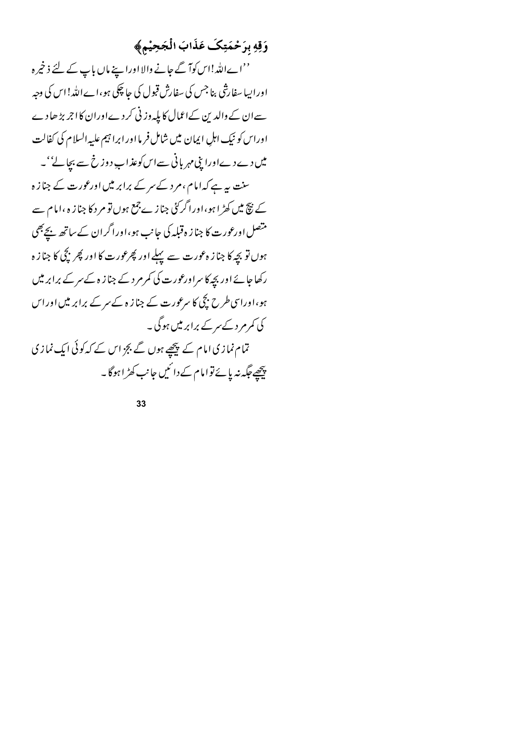وَقِهِ بِرَحْمَتِکَ عَذَابَ الْجَحِیْمِ﴾

''اے اللہ! اس کو آگے جانے والا اور اپنے ماں باپ کے لئے ذخیرہ اور ایسا سفارشی بنا جس کی سفارش قبول کی جا چکی ہو، اے اللہ! اس کی وجہ سے ان کے والدین کے اعمال کا پلہ وزنی کر دے اور ان کا اجر بڑھا دے اور اس کو نیک اہلِ ایمان میں شامل فرما اور ابراہیم علیہ السلام کی کفالت میں دے دے اور اپنی مہربانی سے اس کو عذابِ دوزخ سے بچا لے''۔

سنت یہ ہے کہ امام، مرد کے سر کے برابر میں اور عورت کے جنازہ کے بیچ میں کھڑا ہو، اور اگر کئی جنازے جمع ہوں تو مرد کا جنازہ، امام سے متصل اور عورت کا جنازہ قبلہ کی جانب ہو، اور اگر ان کے ساتھ بچے بھی ہوں تو بچہ کا جنازہ عورت سے پہلے اور پھر عورت کا اور پھر بچی کا جنازہ رکھا جائے اور بچہ کا سر اور عورت کی کمر مرد کے جنازہ کے سر کے برابر میں ہو، اور اسی طرح بچی کا سر عورت کے جنازہ کے سر کے برابر میں اور اس کی کمر مرد کے سر کے برابر میں ہوگی۔

تمام نمازی امام کے پیچھے ہوں گے بجز اس کے کہ کوئی ایک نمازی پیچھے جگہ نہ پائے تو امام کے دائیں جانب کھڑا ہوگا۔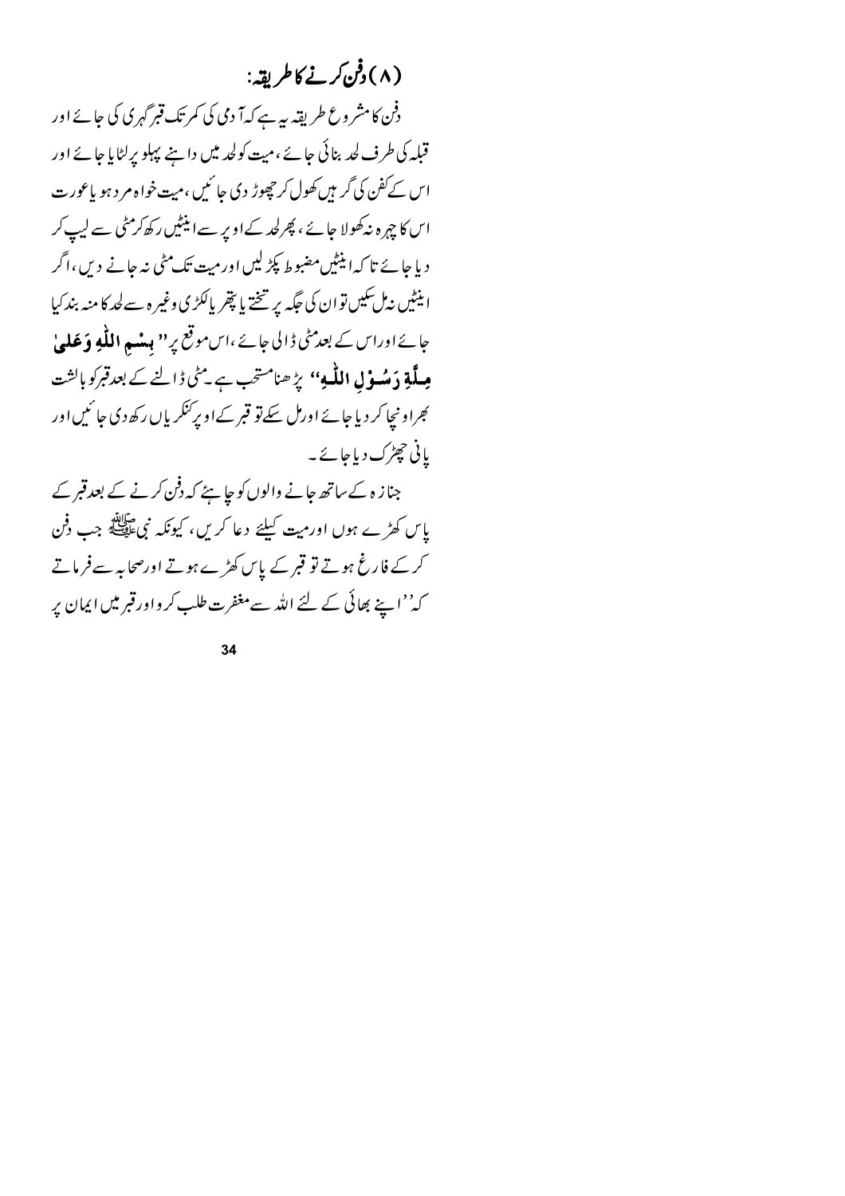## (۸) دفن کرنے کا طریقہ:

دفن کا مشروع طریقہ یہ ہے کہ آدمی کی کمر تک قبر گہری کی جائے اور قبلہ کی طرف لحد بنائی جائے، میت کو لحد میں داہنے پہلو پر لٹایا جائے اور اس کے کفن کی گرہیں کھول کر چھوڑ دی جائیں، میت خواہ مرد ہو یا عورت اس کا چہرہ نہ کھولا جائے، پھر لحد کے اوپر سے اینٹیں رکھ کر مٹی سے لیپ کر دیا جائے تاکہ اینٹیں مضبوط پکڑ لیں اور میت تک مٹی نہ جانے دیں، اگر اینٹیں نہ مل سکیں تو ان کی جگہ پر تختے یا پتھر یا لکڑی وغیرہ سے لحد کا منہ بند کیا جائے اور اس کے بعد مٹی ڈالی جائے، اس موقع پر "**بِسْمِ اللّٰهِ وَعَلٰى مِلَّةِ رَسُوْلِ اللّٰهِ**" پڑھنا مستحب ہے۔ مٹی ڈالنے کے بعد قبر کو بالشت بھر اونچا کر دیا جائے اور مل سکے تو قبر کے اوپر کنکریاں رکھ دی جائیں اور پانی چھڑک دیا جائے۔

جنازہ کے ساتھ جانے والوں کو چاہئے کہ دفن کرنے کے بعد قبر کے پاس کھڑے ہوں اور میت کیلئے دعا کریں، کیونکہ نبی ﷺ جب دفن کر کے فارغ ہوتے تو قبر کے پاس کھڑے ہوتے اور صحابہ سے فرماتے کہ ''اپنے بھائی کے لئے اللہ سے مغفرت طلب کرو اور قبر میں ایمان پر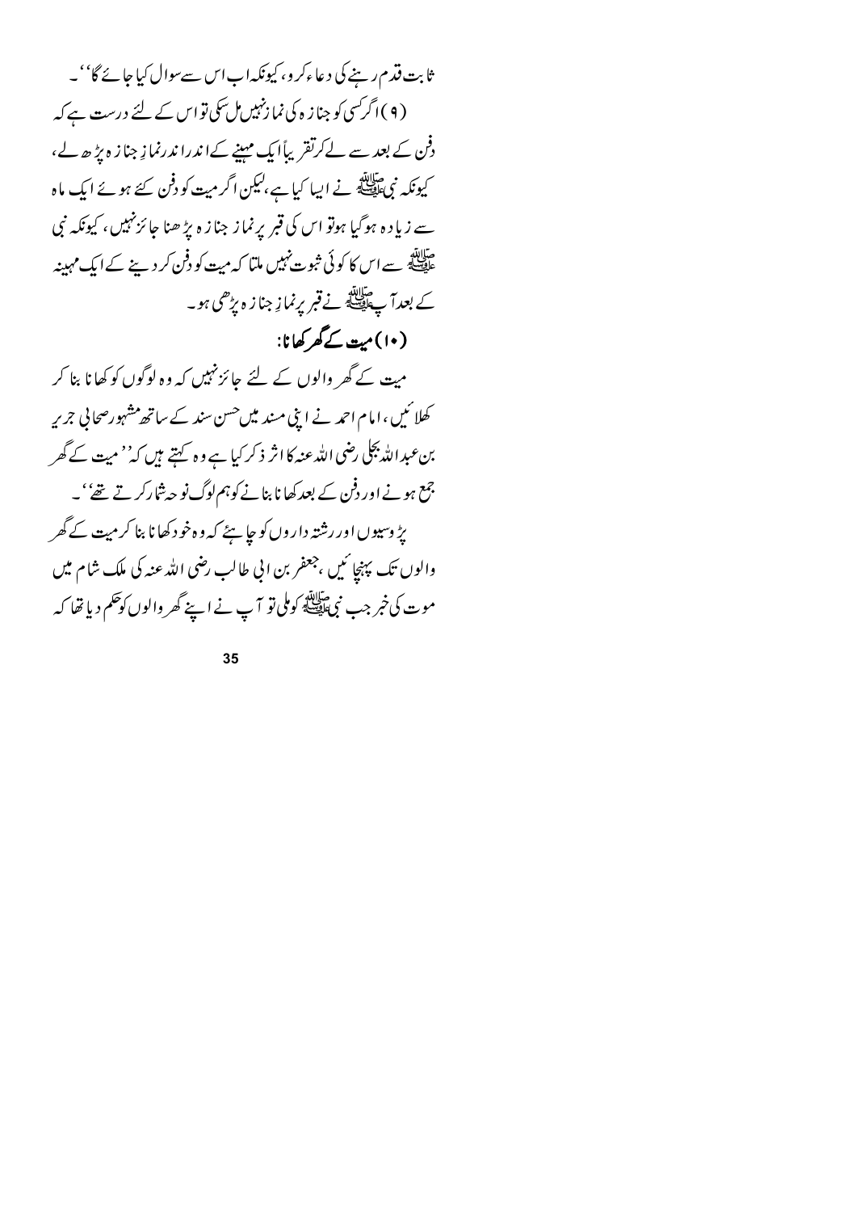ثابت قدم رہنے کی دعاء کرو، کیونکہ اب اس سے سوال کیا جائے گا''۔

(۹) اگر کسی کو جنازہ کی نماز نہیں مل سکی تو اس کے لئے درست ہے کہ دفن کے بعد سے لے کر تقریباً ایک مہینے کے اندر اندر نمازِ جنازہ پڑھ لے، کیونکہ نبی ﷺ نے ایسا کیا ہے، لیکن اگر میت کو دفن کئے ہوئے ایک ماہ سے زیادہ ہوگیا ہو تو اس کی قبر پر نماز جنازہ پڑھنا جائز نہیں، کیونکہ نبی ﷺ سے اس کا کوئی ثبوت نہیں ملتا کہ میت کو دفن کر دینے کے ایک مہینہ کے بعد آپ ﷺ نے قبر پر نمازِ جنازہ پڑھی ہو۔

**(۱۰) میت کے گھر کھانا:**

میت کے گھر والوں کے لئے جائز نہیں کہ وہ لوگوں کو کھانا بنا کر کھلائیں، امام احمد نے اپنی مسند میں حسن سند کے ساتھ مشہور صحابی جریر بن عبداللہ بجلی رضی اللہ عنہ کا اثر ذکر کیا ہے وہ کہتے ہیں کہ ''میت کے گھر جمع ہونے اور دفن کے بعد کھانا بنانے کو ہم لوگ نوحہ شمار کرتے تھے''۔

پڑوسیوں اور رشتہ داروں کو چاہئے کہ وہ خود کھانا بنا کر میت کے گھر والوں تک پہنچائیں، جعفر بن ابی طالب رضی اللہ عنہ کی ملک شام میں موت کی خبر جب نبی ﷺ کو ملی تو آپ نے اپنے گھر والوں کو حکم دیا تھا کہ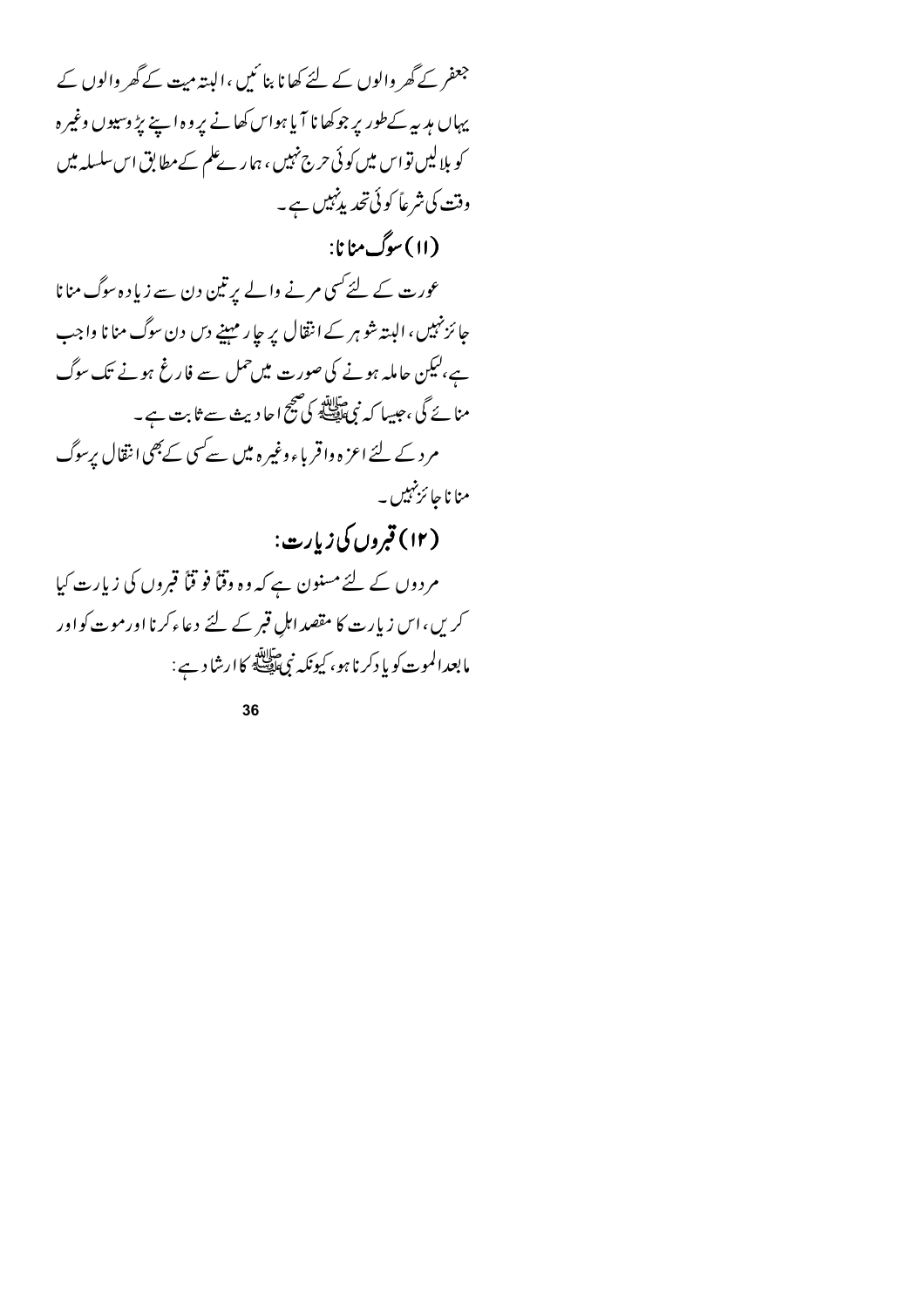جعفر کے گھر والوں کے لئے کھانا بنائیں، البتہ میت کے گھر والوں کے یہاں ہدیہ کے طور پر جو کھانا آیا ہو اس کھانے پر وہ اپنے پڑوسیوں وغیرہ کو بلا لیں تو اس میں کوئی حرج نہیں، ہمارے علم کے مطابق اس سلسلہ میں وقت کی شرعاً کوئی تحدید نہیں ہے۔

### (۱۱) سوگ منانا:

عورت کے لئے کسی مرنے والے پر تین دن سے زیادہ سوگ منانا جائز نہیں، البتہ شوہر کے انتقال پر چار مہینے دس دن سوگ منانا واجب ہے، لیکن حاملہ ہونے کی صورت میں حمل سے فارغ ہونے تک سوگ منائے گی، جیسا کہ نبی ﷺ کی صحیح احادیث سے ثابت ہے۔

مرد کے لئے اعزہ واقرباء وغیرہ میں سے کسی کے بھی انتقال پر سوگ منانا جائز نہیں۔

### (۱۲) قبروں کی زیارت:

مردوں کے لئے مسنون ہے کہ وہ وقتاً فوقتاً قبروں کی زیارت کیا کریں، اس زیارت کا مقصد اہلِ قبر کے لئے دعاء کرنا اور موت کو اور مابعد الموت کو یاد کرنا ہو، کیونکہ نبی ﷺ کا ارشاد ہے: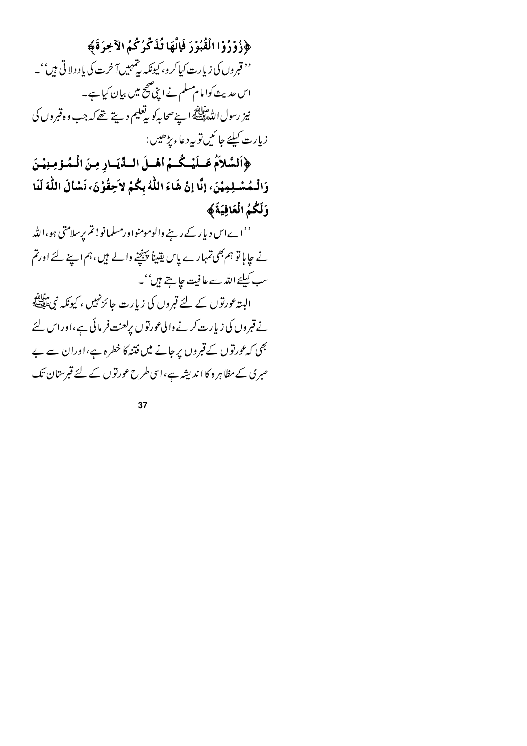﴿زُوْرُوْا الْقُبُوْرَ فَإِنَّهَا تُذَكِّرُكُمُ الآخِرَةَ﴾

''قبروں کی زیارت کیا کرو، کیونکہ یہ تمہیں آخرت کی یاد دلاتی ہیں''۔

اس حدیث کوامام مسلم نے اپنی صحیح میں بیان کیا ہے۔

نیز رسول اللہ ﷺ اپنے صحابہ کو یہ تعلیم دیتے تھے کہ جب وہ قبروں کی زیارت کیلئے جائیں تو یہ دعاء پڑھیں:

﴿اَلسَّلاَمُ عَلَيْكُمْ أَهْلَ الدِّيَارِ مِنَ الْمُؤْمِنِيْنَ وَالْمُسْلِمِيْنَ، إِنَّا إِنْ شَاءَ اللّٰهُ بِكُمْ لاَحِقُوْنَ، نَسْأَلُ اللّٰهَ لَنَا وَلَكُمُ الْعَافِيَةَ﴾

''اے اس دیار کے رہنے والو مومنو اور مسلمانو! تم پر سلامتی ہو، اللہ نے چاہا تو ہم بھی تمہارے پاس یقیناً پہنچنے والے ہیں، ہم اپنے لئے اور تم سب کیلئے اللہ سے عافیت چاہتے ہیں''۔

البتہ عورتوں کے لئے قبروں کی زیارت جائز نہیں، کیونکہ نبی ﷺ نے قبروں کی زیارت کرنے والی عورتوں پر لعنت فرمائی ہے، اور اس لئے بھی کہ عورتوں کے قبروں پر جانے میں فتنہ کا خطرہ ہے، اور ان سے بے صبری کے مظاہرہ کا اندیشہ ہے، اسی طرح عورتوں کے لئے قبرستان تک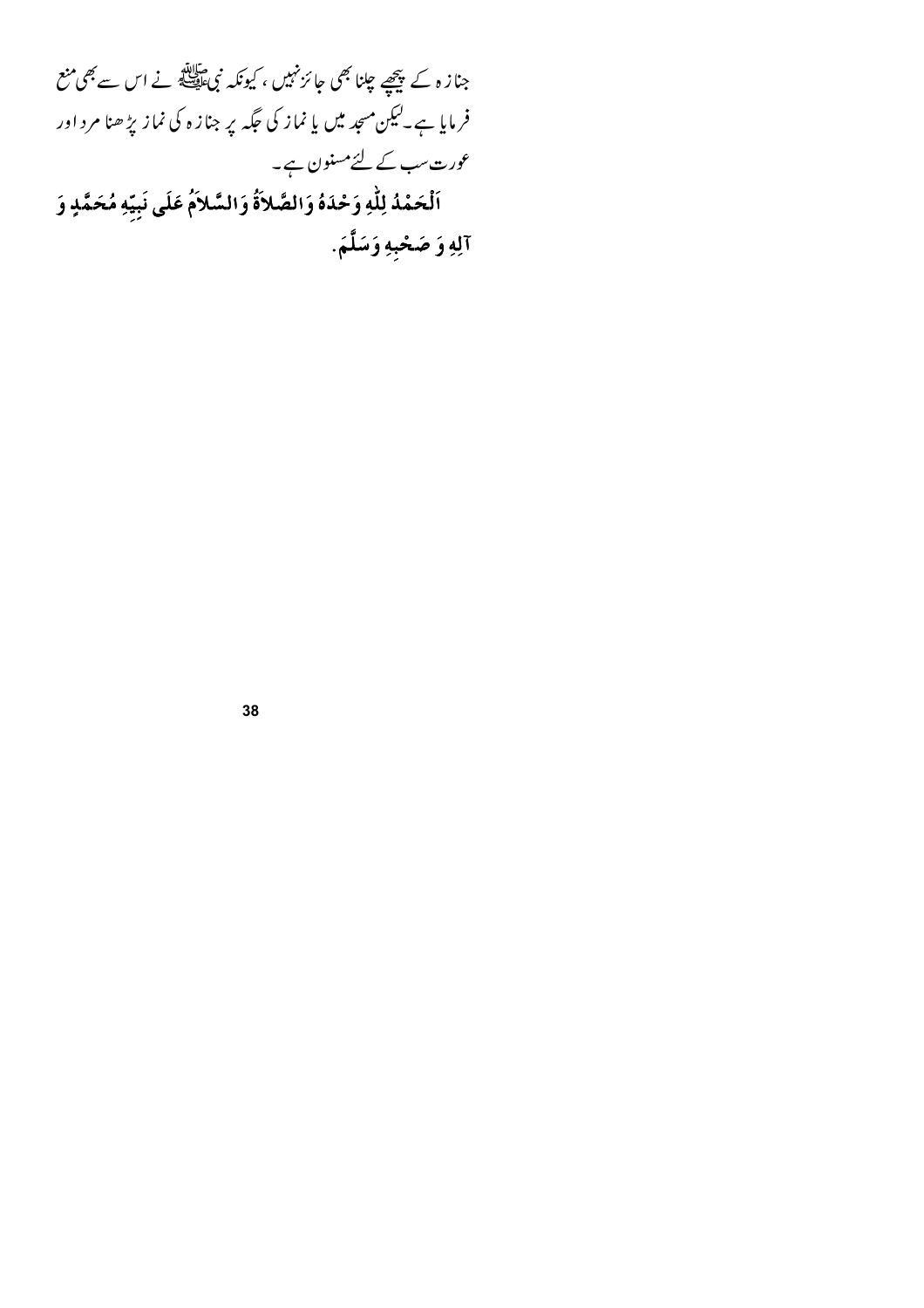جنازہ کے پیچھے چلنا بھی جائز نہیں، کیونکہ نبی ﷺ نے اس سے بھی منع فرمایا ہے۔ لیکن مسجد میں یا نماز کی جگہ پر جنازہ کی نماز پڑھنا مرد اور عورت سب کے لئے مسنون ہے۔

**اَلْحَمْدُ لِلّٰهِ وَحْدَهُ وَالصَّلاَةُ وَالسَّلاَمُ عَلَى نَبِيِّهِ مُحَمَّدٍ وَ آلِهِ وَ صَحْبِهِ وَسَلَّمَ.**